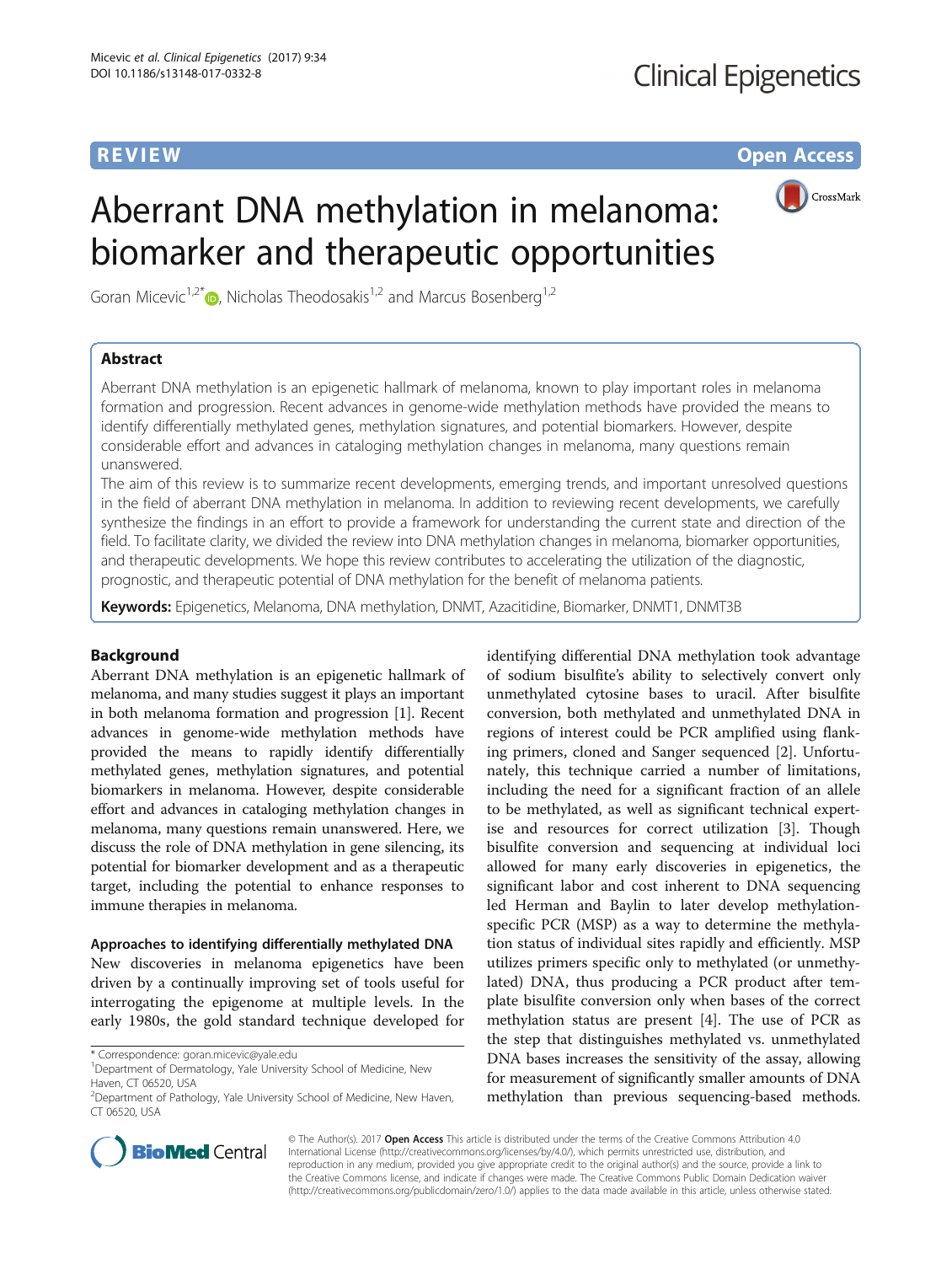Clinical Epigenetics

REVIEW

Open Access

# Aberrant DNA methylation in melanoma: biomarker and therapeutic opportunities

Goran Micevic[1,2*], Nicholas Theodosakis[1,2] and Marcus Bosenberg[1,2]

## Abstract

Aberrant DNA methylation is an epigenetic hallmark of melanoma, known to play important roles in melanoma formation and progression. Recent advances in genome-wide methylation methods have provided the means to identify differentially methylated genes, methylation signatures, and potential biomarkers. However, despite considerable effort and advances in cataloging methylation changes in melanoma, many questions remain unanswered.

The aim of this review is to summarize recent developments, emerging trends, and important unresolved questions in the field of aberrant DNA methylation in melanoma. In addition to reviewing recent developments, we carefully synthesize the findings in an effort to provide a framework for understanding the current state and direction of the field. To facilitate clarity, we divided the review into DNA methylation changes in melanoma, biomarker opportunities, and therapeutic developments. We hope this review contributes to accelerating the utilization of the diagnostic, prognostic, and therapeutic potential of DNA methylation for the benefit of melanoma patients.

**Keywords:** Epigenetics, Melanoma, DNA methylation, DNMT, Azacitidine, Biomarker, DNMT1, DNMT3B

## Background

Aberrant DNA methylation is an epigenetic hallmark of melanoma, and many studies suggest it plays an important in both melanoma formation and progression [1]. Recent advances in genome-wide methylation methods have provided the means to rapidly identify differentially methylated genes, methylation signatures, and potential biomarkers in melanoma. However, despite considerable effort and advances in cataloging methylation changes in melanoma, many questions remain unanswered. Here, we discuss the role of DNA methylation in gene silencing, its potential for biomarker development and as a therapeutic target, including the potential to enhance responses to immune therapies in melanoma.

### Approaches to identifying differentially methylated DNA

New discoveries in melanoma epigenetics have been driven by a continually improving set of tools useful for interrogating the epigenome at multiple levels. In the early 1980s, the gold standard technique developed for identifying differential DNA methylation took advantage of sodium bisulfite's ability to selectively convert only unmethylated cytosine bases to uracil. After bisulfite conversion, both methylated and unmethylated DNA in regions of interest could be PCR amplified using flanking primers, cloned and Sanger sequenced [2]. Unfortunately, this technique carried a number of limitations, including the need for a significant fraction of an allele to be methylated, as well as significant technical expertise and resources for correct utilization [3]. Though bisulfite conversion and sequencing at individual loci allowed for many early discoveries in epigenetics, the significant labor and cost inherent to DNA sequencing led Herman and Baylin to later develop methylation-specific PCR (MSP) as a way to determine the methylation status of individual sites rapidly and efficiently. MSP utilizes primers specific only to methylated (or unmethylated) DNA, thus producing a PCR product after template bisulfite conversion only when bases of the correct methylation status are present [4]. The use of PCR as the step that distinguishes methylated vs. unmethylated DNA bases increases the sensitivity of the assay, allowing for measurement of significantly smaller amounts of DNA methylation than previous sequencing-based methods.

* Correspondence: goran.micevic@yale.edu
[1]Department of Dermatology, Yale University School of Medicine, New Haven, CT 06520, USA
[2]Department of Pathology, Yale University School of Medicine, New Haven, CT 06520, USA

© The Author(s). 2017 **Open Access** This article is distributed under the terms of the Creative Commons Attribution 4.0 International License (http://creativecommons.org/licenses/by/4.0/), which permits unrestricted use, distribution, and reproduction in any medium, provided you give appropriate credit to the original author(s) and the source, provide a link to the Creative Commons license, and indicate if changes were made. The Creative Commons Public Domain Dedication waiver (http://creativecommons.org/publicdomain/zero/1.0/) applies to the data made available in this article, unless otherwise stated.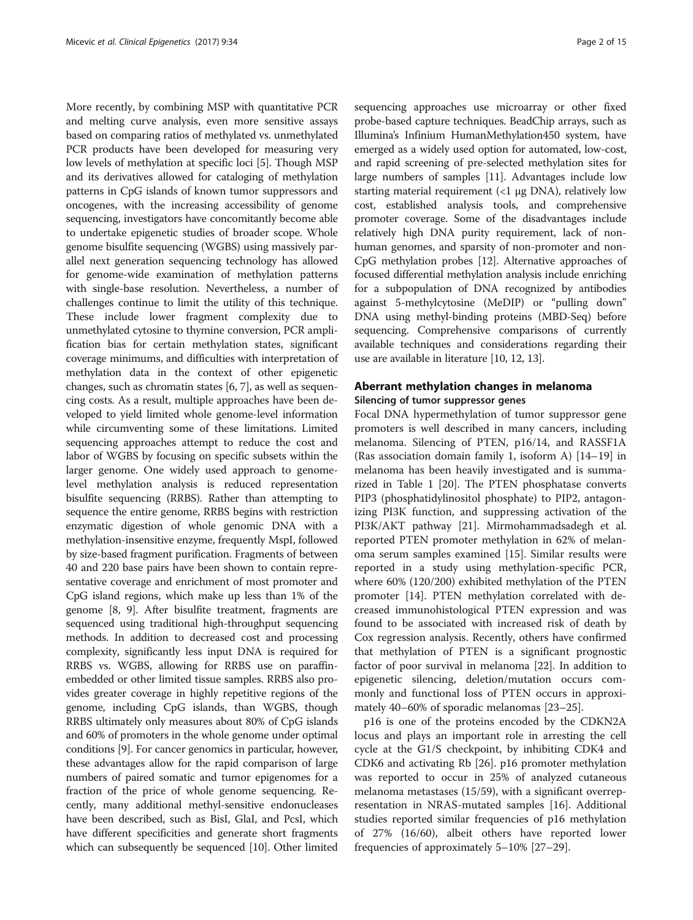More recently, by combining MSP with quantitative PCR and melting curve analysis, even more sensitive assays based on comparing ratios of methylated vs. unmethylated PCR products have been developed for measuring very low levels of methylation at specific loci [5]. Though MSP and its derivatives allowed for cataloging of methylation patterns in CpG islands of known tumor suppressors and oncogenes, with the increasing accessibility of genome sequencing, investigators have concomitantly become able to undertake epigenetic studies of broader scope. Whole genome bisulfite sequencing (WGBS) using massively parallel next generation sequencing technology has allowed for genome-wide examination of methylation patterns with single-base resolution. Nevertheless, a number of challenges continue to limit the utility of this technique. These include lower fragment complexity due to unmethylated cytosine to thymine conversion, PCR amplification bias for certain methylation states, significant coverage minimums, and difficulties with interpretation of methylation data in the context of other epigenetic changes, such as chromatin states [6, 7], as well as sequencing costs. As a result, multiple approaches have been developed to yield limited whole genome-level information while circumventing some of these limitations. Limited sequencing approaches attempt to reduce the cost and labor of WGBS by focusing on specific subsets within the larger genome. One widely used approach to genome-level methylation analysis is reduced representation bisulfite sequencing (RRBS). Rather than attempting to sequence the entire genome, RRBS begins with restriction enzymatic digestion of whole genomic DNA with a methylation-insensitive enzyme, frequently MspI, followed by size-based fragment purification. Fragments of between 40 and 220 base pairs have been shown to contain representative coverage and enrichment of most promoter and CpG island regions, which make up less than 1% of the genome [8, 9]. After bisulfite treatment, fragments are sequenced using traditional high-throughput sequencing methods. In addition to decreased cost and processing complexity, significantly less input DNA is required for RRBS vs. WGBS, allowing for RRBS use on paraffin-embedded or other limited tissue samples. RRBS also provides greater coverage in highly repetitive regions of the genome, including CpG islands, than WGBS, though RRBS ultimately only measures about 80% of CpG islands and 60% of promoters in the whole genome under optimal conditions [9]. For cancer genomics in particular, however, these advantages allow for the rapid comparison of large numbers of paired somatic and tumor epigenomes for a fraction of the price of whole genome sequencing. Recently, many additional methyl-sensitive endonucleases have been described, such as BisI, GlaI, and PcsI, which have different specificities and generate short fragments which can subsequently be sequenced [10]. Other limited sequencing approaches use microarray or other fixed probe-based capture techniques. BeadChip arrays, such as Illumina's Infinium HumanMethylation450 system, have emerged as a widely used option for automated, low-cost, and rapid screening of pre-selected methylation sites for large numbers of samples [11]. Advantages include low starting material requirement (<1 μg DNA), relatively low cost, established analysis tools, and comprehensive promoter coverage. Some of the disadvantages include relatively high DNA purity requirement, lack of non-human genomes, and sparsity of non-promoter and non-CpG methylation probes [12]. Alternative approaches of focused differential methylation analysis include enriching for a subpopulation of DNA recognized by antibodies against 5-methylcytosine (MeDIP) or "pulling down" DNA using methyl-binding proteins (MBD-Seq) before sequencing. Comprehensive comparisons of currently available techniques and considerations regarding their use are available in literature [10, 12, 13].

## Aberrant methylation changes in melanoma

### Silencing of tumor suppressor genes

Focal DNA hypermethylation of tumor suppressor gene promoters is well described in many cancers, including melanoma. Silencing of PTEN, p16/14, and RASSF1A (Ras association domain family 1, isoform A) [14–19] in melanoma has been heavily investigated and is summarized in Table 1 [20]. The PTEN phosphatase converts PIP3 (phosphatidylinositol phosphate) to PIP2, antagonizing PI3K function, and suppressing activation of the PI3K/AKT pathway [21]. Mirmohammadsadegh et al. reported PTEN promoter methylation in 62% of melanoma serum samples examined [15]. Similar results were reported in a study using methylation-specific PCR, where 60% (120/200) exhibited methylation of the PTEN promoter [14]. PTEN methylation correlated with decreased immunohistological PTEN expression and was found to be associated with increased risk of death by Cox regression analysis. Recently, others have confirmed that methylation of PTEN is a significant prognostic factor of poor survival in melanoma [22]. In addition to epigenetic silencing, deletion/mutation occurs commonly and functional loss of PTEN occurs in approximately 40–60% of sporadic melanomas [23–25].

p16 is one of the proteins encoded by the CDKN2A locus and plays an important role in arresting the cell cycle at the G1/S checkpoint, by inhibiting CDK4 and CDK6 and activating Rb [26]. p16 promoter methylation was reported to occur in 25% of analyzed cutaneous melanoma metastases (15/59), with a significant overrepresentation in NRAS-mutated samples [16]. Additional studies reported similar frequencies of p16 methylation of 27% (16/60), albeit others have reported lower frequencies of approximately 5–10% [27–29].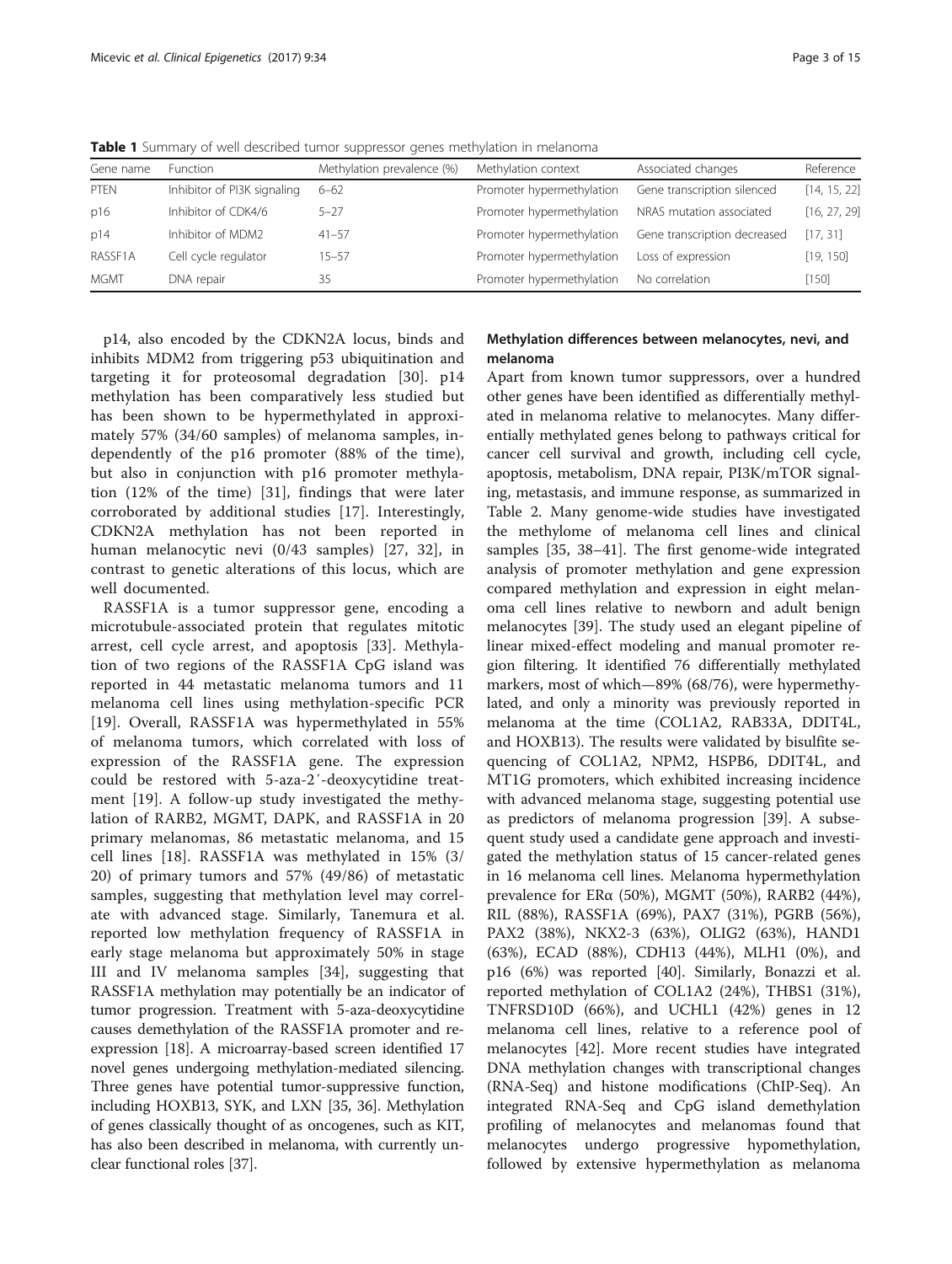**Table 1** Summary of well described tumor suppressor genes methylation in melanoma

| Gene name | Function | Methylation prevalence (%) | Methylation context | Associated changes | Reference |
|---|---|---|---|---|---|
| PTEN | Inhibitor of PI3K signaling | 6–62 | Promoter hypermethylation | Gene transcription silenced | [14, 15, 22] |
| p16 | Inhibitor of CDK4/6 | 5–27 | Promoter hypermethylation | NRAS mutation associated | [16, 27, 29] |
| p14 | Inhibitor of MDM2 | 41–57 | Promoter hypermethylation | Gene transcription decreased | [17, 31] |
| RASSF1A | Cell cycle regulator | 15–57 | Promoter hypermethylation | Loss of expression | [19, 150] |
| MGMT | DNA repair | 35 | Promoter hypermethylation | No correlation | [150] |

p14, also encoded by the CDKN2A locus, binds and inhibits MDM2 from triggering p53 ubiquitination and targeting it for proteosomal degradation [30]. p14 methylation has been comparatively less studied but has been shown to be hypermethylated in approximately 57% (34/60 samples) of melanoma samples, independently of the p16 promoter (88% of the time), but also in conjunction with p16 promoter methylation (12% of the time) [31], findings that were later corroborated by additional studies [17]. Interestingly, CDKN2A methylation has not been reported in human melanocytic nevi (0/43 samples) [27, 32], in contrast to genetic alterations of this locus, which are well documented.

RASSF1A is a tumor suppressor gene, encoding a microtubule-associated protein that regulates mitotic arrest, cell cycle arrest, and apoptosis [33]. Methylation of two regions of the RASSF1A CpG island was reported in 44 metastatic melanoma tumors and 11 melanoma cell lines using methylation-specific PCR [19]. Overall, RASSF1A was hypermethylated in 55% of melanoma tumors, which correlated with loss of expression of the RASSF1A gene. The expression could be restored with 5-aza-2′-deoxycytidine treatment [19]. A follow-up study investigated the methylation of RARB2, MGMT, DAPK, and RASSF1A in 20 primary melanomas, 86 metastatic melanoma, and 15 cell lines [18]. RASSF1A was methylated in 15% (3/20) of primary tumors and 57% (49/86) of metastatic samples, suggesting that methylation level may correlate with advanced stage. Similarly, Tanemura et al. reported low methylation frequency of RASSF1A in early stage melanoma but approximately 50% in stage III and IV melanoma samples [34], suggesting that RASSF1A methylation may potentially be an indicator of tumor progression. Treatment with 5-aza-deoxycytidine causes demethylation of the RASSF1A promoter and re-expression [18]. A microarray-based screen identified 17 novel genes undergoing methylation-mediated silencing. Three genes have potential tumor-suppressive function, including HOXB13, SYK, and LXN [35, 36]. Methylation of genes classically thought of as oncogenes, such as KIT, has also been described in melanoma, with currently unclear functional roles [37].

## Methylation differences between melanocytes, nevi, and melanoma

Apart from known tumor suppressors, over a hundred other genes have been identified as differentially methylated in melanoma relative to melanocytes. Many differentially methylated genes belong to pathways critical for cancer cell survival and growth, including cell cycle, apoptosis, metabolism, DNA repair, PI3K/mTOR signaling, metastasis, and immune response, as summarized in Table 2. Many genome-wide studies have investigated the methylome of melanoma cell lines and clinical samples [35, 38–41]. The first genome-wide integrated analysis of promoter methylation and gene expression compared methylation and expression in eight melanoma cell lines relative to newborn and adult benign melanocytes [39]. The study used an elegant pipeline of linear mixed-effect modeling and manual promoter region filtering. It identified 76 differentially methylated markers, most of which—89% (68/76), were hypermethylated, and only a minority was previously reported in melanoma at the time (COL1A2, RAB33A, DDIT4L, and HOXB13). The results were validated by bisulfite sequencing of COL1A2, NPM2, HSPB6, DDIT4L, and MT1G promoters, which exhibited increasing incidence with advanced melanoma stage, suggesting potential use as predictors of melanoma progression [39]. A subsequent study used a candidate gene approach and investigated the methylation status of 15 cancer-related genes in 16 melanoma cell lines. Melanoma hypermethylation prevalence for ERα (50%), MGMT (50%), RARB2 (44%), RIL (88%), RASSF1A (69%), PAX7 (31%), PGRB (56%), PAX2 (38%), NKX2-3 (63%), OLIG2 (63%), HAND1 (63%), ECAD (88%), CDH13 (44%), MLH1 (0%), and p16 (6%) was reported [40]. Similarly, Bonazzi et al. reported methylation of COL1A2 (24%), THBS1 (31%), TNFRSD10D (66%), and UCHL1 (42%) genes in 12 melanoma cell lines, relative to a reference pool of melanocytes [42]. More recent studies have integrated DNA methylation changes with transcriptional changes (RNA-Seq) and histone modifications (ChIP-Seq). An integrated RNA-Seq and CpG island demethylation profiling of melanocytes and melanomas found that melanocytes undergo progressive hypomethylation, followed by extensive hypermethylation as melanoma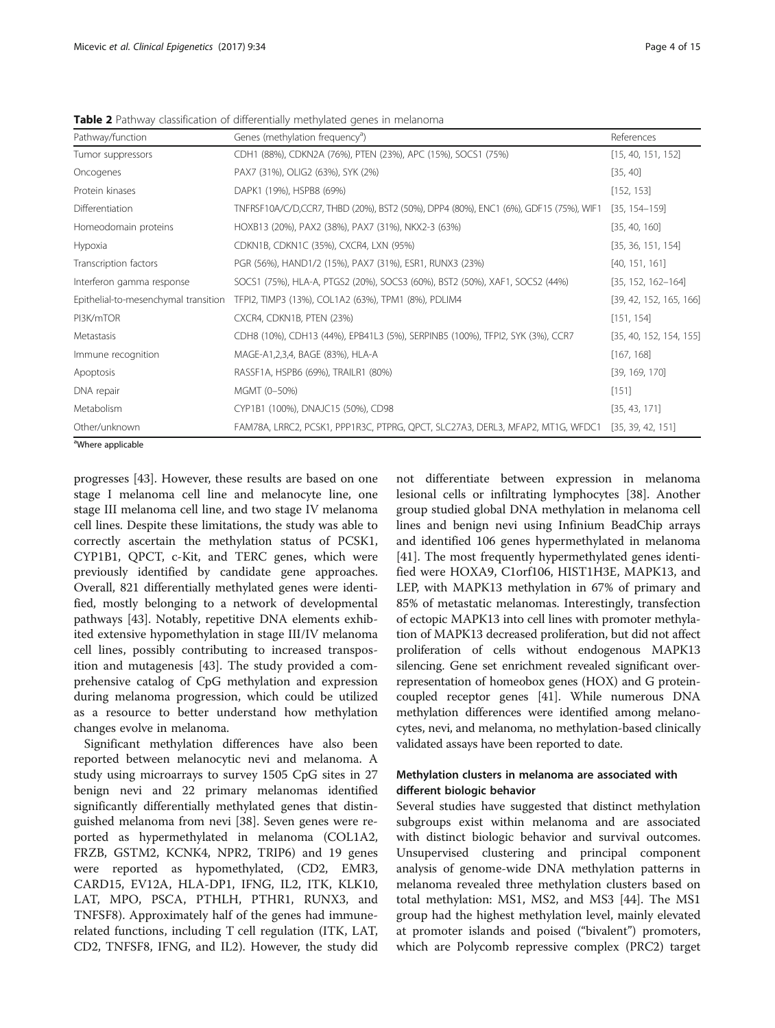**Table 2** Pathway classification of differentially methylated genes in melanoma

| Pathway/function | Genes (methylation frequency[a]) | References |
|---|---|---|
| Tumor suppressors | CDH1 (88%), CDKN2A (76%), PTEN (23%), APC (15%), SOCS1 (75%) | [15, 40, 151, 152] |
| Oncogenes | PAX7 (31%), OLIG2 (63%), SYK (2%) | [35, 40] |
| Protein kinases | DAPK1 (19%), HSPB8 (69%) | [152, 153] |
| Differentiation | TNFRSF10A/C/D,CCR7, THBD (20%), BST2 (50%), DPP4 (80%), ENC1 (6%), GDF15 (75%), WIF1 | [35, 154–159] |
| Homeodomain proteins | HOXB13 (20%), PAX2 (38%), PAX7 (31%), NKX2-3 (63%) | [35, 40, 160] |
| Hypoxia | CDKN1B, CDKN1C (35%), CXCR4, LXN (95%) | [35, 36, 151, 154] |
| Transcription factors | PGR (56%), HAND1/2 (15%), PAX7 (31%), ESR1, RUNX3 (23%) | [40, 151, 161] |
| Interferon gamma response | SOCS1 (75%), HLA-A, PTGS2 (20%), SOCS3 (60%), BST2 (50%), XAF1, SOCS2 (44%) | [35, 152, 162–164] |
| Epithelial-to-mesenchymal transition | TFPI2, TIMP3 (13%), COL1A2 (63%), TPM1 (8%), PDLIM4 | [39, 42, 152, 165, 166] |
| PI3K/mTOR | CXCR4, CDKN1B, PTEN (23%) | [151, 154] |
| Metastasis | CDH8 (10%), CDH13 (44%), EPB41L3 (5%), SERPINB5 (100%), TFPI2, SYK (3%), CCR7 | [35, 40, 152, 154, 155] |
| Immune recognition | MAGE-A1,2,3,4, BAGE (83%), HLA-A | [167, 168] |
| Apoptosis | RASSF1A, HSPB6 (69%), TRAILR1 (80%) | [39, 169, 170] |
| DNA repair | MGMT (0–50%) | [151] |
| Metabolism | CYP1B1 (100%), DNAJC15 (50%), CD98 | [35, 43, 171] |
| Other/unknown | FAM78A, LRRC2, PCSK1, PPP1R3C, PTPRG, QPCT, SLC27A3, DERL3, MFAP2, MT1G, WFDC1 | [35, 39, 42, 151] |

[a]Where applicable

progresses [43]. However, these results are based on one stage I melanoma cell line and melanocyte line, one stage III melanoma cell line, and two stage IV melanoma cell lines. Despite these limitations, the study was able to correctly ascertain the methylation status of PCSK1, CYP1B1, QPCT, c-Kit, and TERC genes, which were previously identified by candidate gene approaches. Overall, 821 differentially methylated genes were identified, mostly belonging to a network of developmental pathways [43]. Notably, repetitive DNA elements exhibited extensive hypomethylation in stage III/IV melanoma cell lines, possibly contributing to increased transposition and mutagenesis [43]. The study provided a comprehensive catalog of CpG methylation and expression during melanoma progression, which could be utilized as a resource to better understand how methylation changes evolve in melanoma.

Significant methylation differences have also been reported between melanocytic nevi and melanoma. A study using microarrays to survey 1505 CpG sites in 27 benign nevi and 22 primary melanomas identified significantly differentially methylated genes that distinguished melanoma from nevi [38]. Seven genes were reported as hypermethylated in melanoma (COL1A2, FRZB, GSTM2, KCNK4, NPR2, TRIP6) and 19 genes were reported as hypomethylated, (CD2, EMR3, CARD15, EV12A, HLA-DP1, IFNG, IL2, ITK, KLK10, LAT, MPO, PSCA, PTHLH, PTHR1, RUNX3, and TNFSF8). Approximately half of the genes had immune-related functions, including T cell regulation (ITK, LAT, CD2, TNFSF8, IFNG, and IL2). However, the study did not differentiate between expression in melanoma lesional cells or infiltrating lymphocytes [38]. Another group studied global DNA methylation in melanoma cell lines and benign nevi using Infinium BeadChip arrays and identified 106 genes hypermethylated in melanoma [41]. The most frequently hypermethylated genes identified were HOXA9, C1orf106, HIST1H3E, MAPK13, and LEP, with MAPK13 methylation in 67% of primary and 85% of metastatic melanomas. Interestingly, transfection of ectopic MAPK13 into cell lines with promoter methylation of MAPK13 decreased proliferation, but did not affect proliferation of cells without endogenous MAPK13 silencing. Gene set enrichment revealed significant over-representation of homeobox genes (HOX) and G protein-coupled receptor genes [41]. While numerous DNA methylation differences were identified among melanocytes, nevi, and melanoma, no methylation-based clinically validated assays have been reported to date.

## Methylation clusters in melanoma are associated with different biologic behavior

Several studies have suggested that distinct methylation subgroups exist within melanoma and are associated with distinct biologic behavior and survival outcomes. Unsupervised clustering and principal component analysis of genome-wide DNA methylation patterns in melanoma revealed three methylation clusters based on total methylation: MS1, MS2, and MS3 [44]. The MS1 group had the highest methylation level, mainly elevated at promoter islands and poised ("bivalent") promoters, which are Polycomb repressive complex (PRC2) target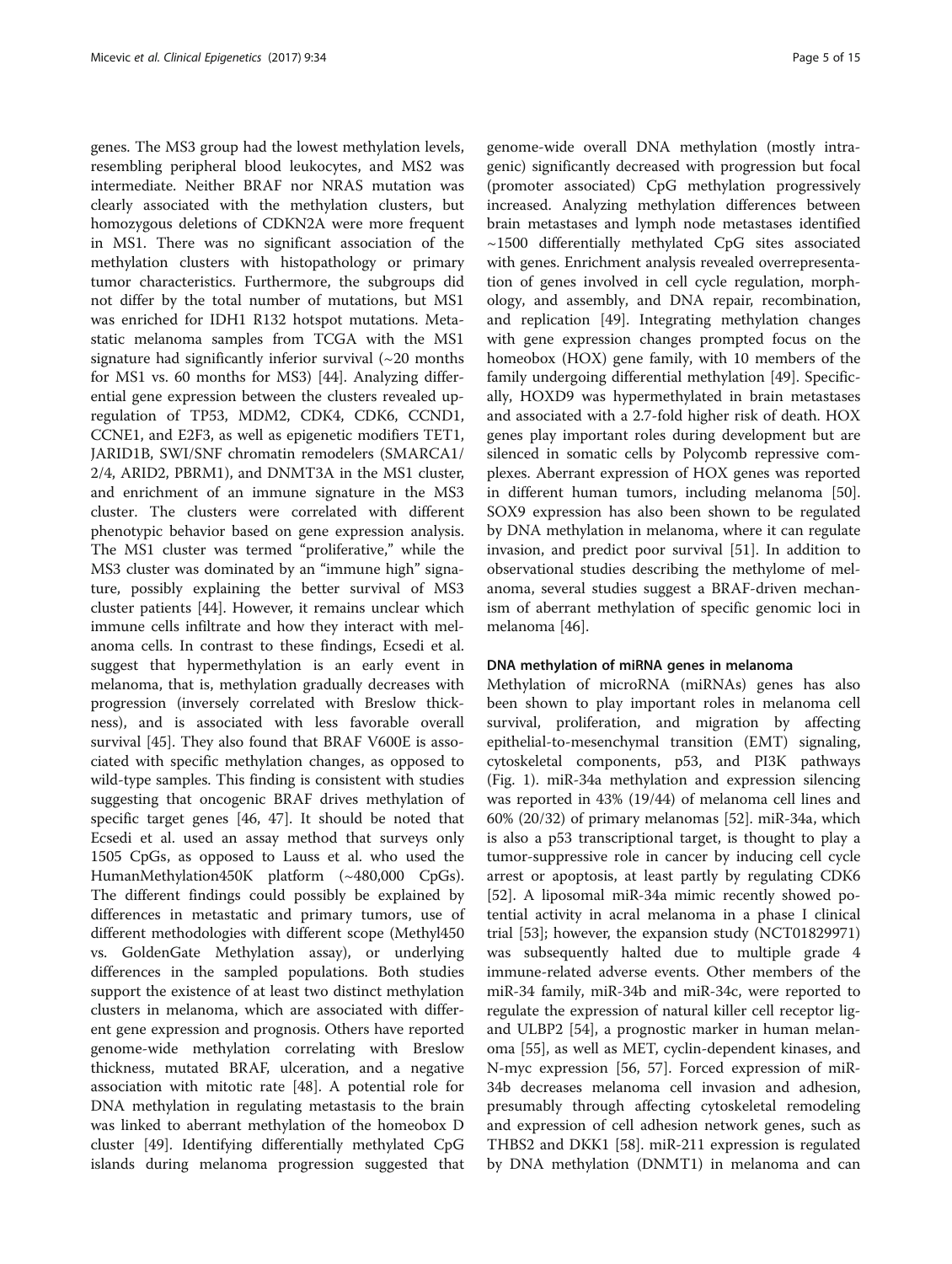genes. The MS3 group had the lowest methylation levels, resembling peripheral blood leukocytes, and MS2 was intermediate. Neither BRAF nor NRAS mutation was clearly associated with the methylation clusters, but homozygous deletions of CDKN2A were more frequent in MS1. There was no significant association of the methylation clusters with histopathology or primary tumor characteristics. Furthermore, the subgroups did not differ by the total number of mutations, but MS1 was enriched for IDH1 R132 hotspot mutations. Metastatic melanoma samples from TCGA with the MS1 signature had significantly inferior survival (~20 months for MS1 vs. 60 months for MS3) [44]. Analyzing differential gene expression between the clusters revealed upregulation of TP53, MDM2, CDK4, CDK6, CCND1, CCNE1, and E2F3, as well as epigenetic modifiers TET1, JARID1B, SWI/SNF chromatin remodelers (SMARCA1/2/4, ARID2, PBRM1), and DNMT3A in the MS1 cluster, and enrichment of an immune signature in the MS3 cluster. The clusters were correlated with different phenotypic behavior based on gene expression analysis. The MS1 cluster was termed "proliferative," while the MS3 cluster was dominated by an "immune high" signature, possibly explaining the better survival of MS3 cluster patients [44]. However, it remains unclear which immune cells infiltrate and how they interact with melanoma cells. In contrast to these findings, Ecsedi et al. suggest that hypermethylation is an early event in melanoma, that is, methylation gradually decreases with progression (inversely correlated with Breslow thickness), and is associated with less favorable overall survival [45]. They also found that BRAF V600E is associated with specific methylation changes, as opposed to wild-type samples. This finding is consistent with studies suggesting that oncogenic BRAF drives methylation of specific target genes [46, 47]. It should be noted that Ecsedi et al. used an assay method that surveys only 1505 CpGs, as opposed to Lauss et al. who used the HumanMethylation450K platform (~480,000 CpGs). The different findings could possibly be explained by differences in metastatic and primary tumors, use of different methodologies with different scope (Methyl450 vs. GoldenGate Methylation assay), or underlying differences in the sampled populations. Both studies support the existence of at least two distinct methylation clusters in melanoma, which are associated with different gene expression and prognosis. Others have reported genome-wide methylation correlating with Breslow thickness, mutated BRAF, ulceration, and a negative association with mitotic rate [48]. A potential role for DNA methylation in regulating metastasis to the brain was linked to aberrant methylation of the homeobox D cluster [49]. Identifying differentially methylated CpG islands during melanoma progression suggested that genome-wide overall DNA methylation (mostly intragenic) significantly decreased with progression but focal (promoter associated) CpG methylation progressively increased. Analyzing methylation differences between brain metastases and lymph node metastases identified ~1500 differentially methylated CpG sites associated with genes. Enrichment analysis revealed overrepresentation of genes involved in cell cycle regulation, morphology, and assembly, and DNA repair, recombination, and replication [49]. Integrating methylation changes with gene expression changes prompted focus on the homeobox (HOX) gene family, with 10 members of the family undergoing differential methylation [49]. Specifically, HOXD9 was hypermethylated in brain metastases and associated with a 2.7-fold higher risk of death. HOX genes play important roles during development but are silenced in somatic cells by Polycomb repressive complexes. Aberrant expression of HOX genes was reported in different human tumors, including melanoma [50]. SOX9 expression has also been shown to be regulated by DNA methylation in melanoma, where it can regulate invasion, and predict poor survival [51]. In addition to observational studies describing the methylome of melanoma, several studies suggest a BRAF-driven mechanism of aberrant methylation of specific genomic loci in melanoma [46].

### DNA methylation of miRNA genes in melanoma

Methylation of microRNA (miRNAs) genes has also been shown to play important roles in melanoma cell survival, proliferation, and migration by affecting epithelial-to-mesenchymal transition (EMT) signaling, cytoskeletal components, p53, and PI3K pathways (Fig. 1). miR-34a methylation and expression silencing was reported in 43% (19/44) of melanoma cell lines and 60% (20/32) of primary melanomas [52]. miR-34a, which is also a p53 transcriptional target, is thought to play a tumor-suppressive role in cancer by inducing cell cycle arrest or apoptosis, at least partly by regulating CDK6 [52]. A liposomal miR-34a mimic recently showed potential activity in acral melanoma in a phase I clinical trial [53]; however, the expansion study (NCT01829971) was subsequently halted due to multiple grade 4 immune-related adverse events. Other members of the miR-34 family, miR-34b and miR-34c, were reported to regulate the expression of natural killer cell receptor ligand ULBP2 [54], a prognostic marker in human melanoma [55], as well as MET, cyclin-dependent kinases, and N-myc expression [56, 57]. Forced expression of miR-34b decreases melanoma cell invasion and adhesion, presumably through affecting cytoskeletal remodeling and expression of cell adhesion network genes, such as THBS2 and DKK1 [58]. miR-211 expression is regulated by DNA methylation (DNMT1) in melanoma and can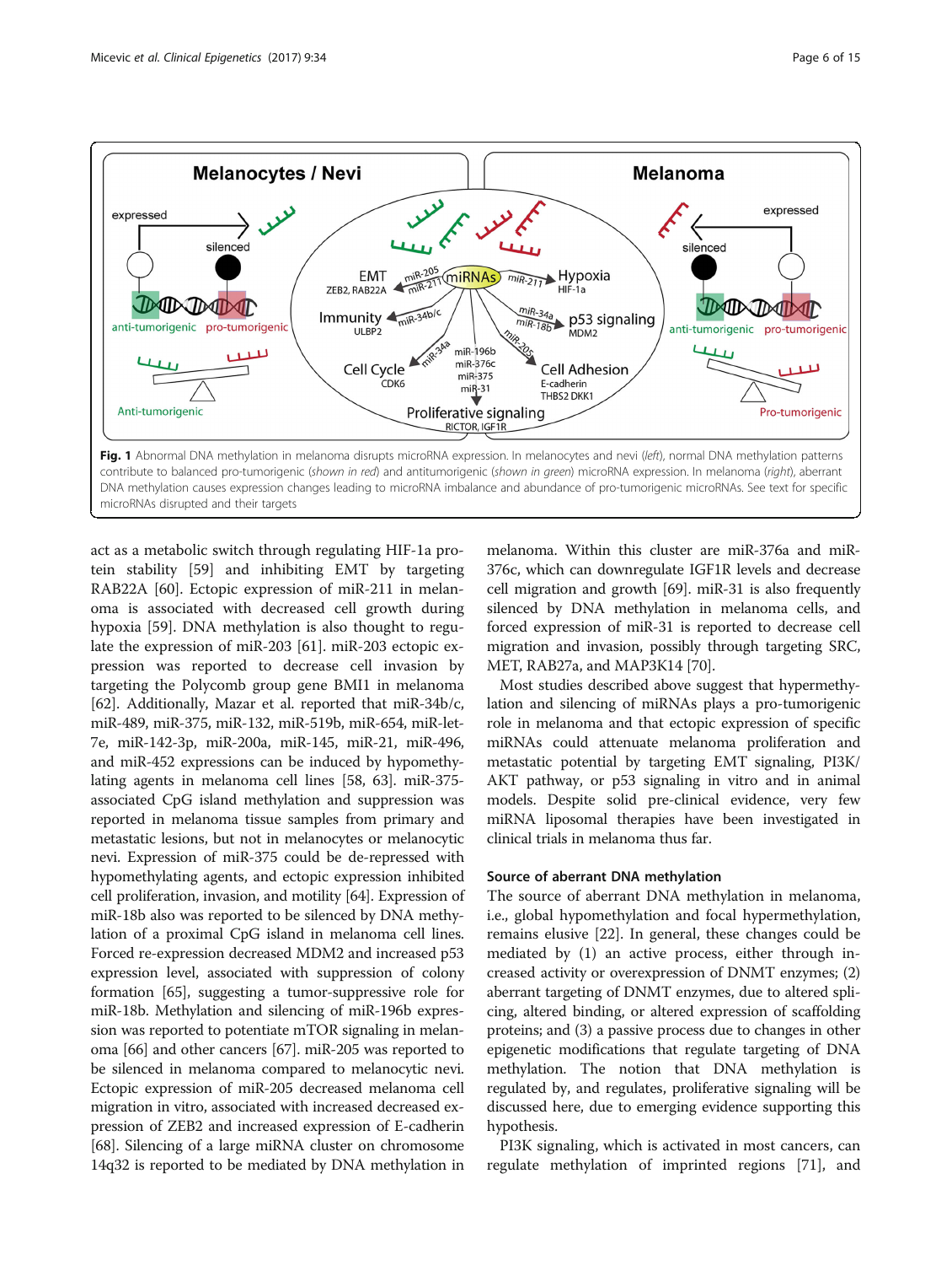**Fig. 1** Abnormal DNA methylation in melanoma disrupts microRNA expression. In melanocytes and nevi (*left*), normal DNA methylation patterns contribute to balanced pro-tumorigenic (*shown in red*) and antitumorigenic (*shown in green*) microRNA expression. In melanoma (*right*), aberrant DNA methylation causes expression changes leading to microRNA imbalance and abundance of pro-tumorigenic microRNAs. See text for specific microRNAs disrupted and their targets

act as a metabolic switch through regulating HIF-1a protein stability [59] and inhibiting EMT by targeting RAB22A [60]. Ectopic expression of miR-211 in melanoma is associated with decreased cell growth during hypoxia [59]. DNA methylation is also thought to regulate the expression of miR-203 [61]. miR-203 ectopic expression was reported to decrease cell invasion by targeting the Polycomb group gene BMI1 in melanoma [62]. Additionally, Mazar et al. reported that miR-34b/c, miR-489, miR-375, miR-132, miR-519b, miR-654, miR-let-7e, miR-142-3p, miR-200a, miR-145, miR-21, miR-496, and miR-452 expressions can be induced by hypomethylating agents in melanoma cell lines [58, 63]. miR-375-associated CpG island methylation and suppression was reported in melanoma tissue samples from primary and metastatic lesions, but not in melanocytes or melanocytic nevi. Expression of miR-375 could be de-repressed with hypomethylating agents, and ectopic expression inhibited cell proliferation, invasion, and motility [64]. Expression of miR-18b also was reported to be silenced by DNA methylation of a proximal CpG island in melanoma cell lines. Forced re-expression decreased MDM2 and increased p53 expression level, associated with suppression of colony formation [65], suggesting a tumor-suppressive role for miR-18b. Methylation and silencing of miR-196b expression was reported to potentiate mTOR signaling in melanoma [66] and other cancers [67]. miR-205 was reported to be silenced in melanoma compared to melanocytic nevi. Ectopic expression of miR-205 decreased melanoma cell migration in vitro, associated with increased decreased expression of ZEB2 and increased expression of E-cadherin [68]. Silencing of a large miRNA cluster on chromosome 14q32 is reported to be mediated by DNA methylation in melanoma. Within this cluster are miR-376a and miR-376c, which can downregulate IGF1R levels and decrease cell migration and growth [69]. miR-31 is also frequently silenced by DNA methylation in melanoma cells, and forced expression of miR-31 is reported to decrease cell migration and invasion, possibly through targeting SRC, MET, RAB27a, and MAP3K14 [70].

Most studies described above suggest that hypermethylation and silencing of miRNAs plays a pro-tumorigenic role in melanoma and that ectopic expression of specific miRNAs could attenuate melanoma proliferation and metastatic potential by targeting EMT signaling, PI3K/AKT pathway, or p53 signaling in vitro and in animal models. Despite solid pre-clinical evidence, very few miRNA liposomal therapies have been investigated in clinical trials in melanoma thus far.

### Source of aberrant DNA methylation

The source of aberrant DNA methylation in melanoma, i.e., global hypomethylation and focal hypermethylation, remains elusive [22]. In general, these changes could be mediated by (1) an active process, either through increased activity or overexpression of DNMT enzymes; (2) aberrant targeting of DNMT enzymes, due to altered splicing, altered binding, or altered expression of scaffolding proteins; and (3) a passive process due to changes in other epigenetic modifications that regulate targeting of DNA methylation. The notion that DNA methylation is regulated by, and regulates, proliferative signaling will be discussed here, due to emerging evidence supporting this hypothesis.

PI3K signaling, which is activated in most cancers, can regulate methylation of imprinted regions [71], and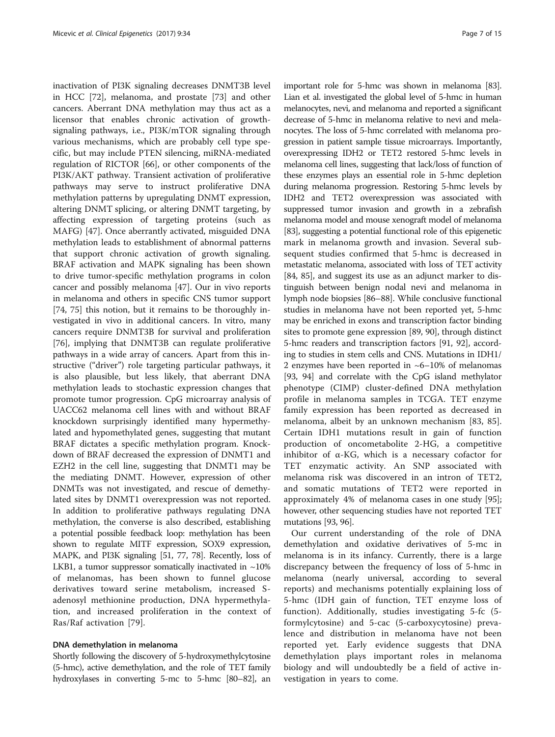inactivation of PI3K signaling decreases DNMT3B level in HCC [72], melanoma, and prostate [73] and other cancers. Aberrant DNA methylation may thus act as a licensor that enables chronic activation of growth-signaling pathways, i.e., PI3K/mTOR signaling through various mechanisms, which are probably cell type specific, but may include PTEN silencing, miRNA-mediated regulation of RICTOR [66], or other components of the PI3K/AKT pathway. Transient activation of proliferative pathways may serve to instruct proliferative DNA methylation patterns by upregulating DNMT expression, altering DNMT splicing, or altering DNMT targeting, by affecting expression of targeting proteins (such as MAFG) [47]. Once aberrantly activated, misguided DNA methylation leads to establishment of abnormal patterns that support chronic activation of growth signaling. BRAF activation and MAPK signaling has been shown to drive tumor-specific methylation programs in colon cancer and possibly melanoma [47]. Our in vivo reports in melanoma and others in specific CNS tumor support [74, 75] this notion, but it remains to be thoroughly investigated in vivo in additional cancers. In vitro, many cancers require DNMT3B for survival and proliferation [76], implying that DNMT3B can regulate proliferative pathways in a wide array of cancers. Apart from this instructive ("driver") role targeting particular pathways, it is also plausible, but less likely, that aberrant DNA methylation leads to stochastic expression changes that promote tumor progression. CpG microarray analysis of UACC62 melanoma cell lines with and without BRAF knockdown surprisingly identified many hypermethylated and hypomethylated genes, suggesting that mutant BRAF dictates a specific methylation program. Knockdown of BRAF decreased the expression of DNMT1 and EZH2 in the cell line, suggesting that DNMT1 may be the mediating DNMT. However, expression of other DNMTs was not investigated, and rescue of demethylated sites by DNMT1 overexpression was not reported. In addition to proliferative pathways regulating DNA methylation, the converse is also described, establishing a potential possible feedback loop: methylation has been shown to regulate MITF expression, SOX9 expression, MAPK, and PI3K signaling [51, 77, 78]. Recently, loss of LKB1, a tumor suppressor somatically inactivated in ~10% of melanomas, has been shown to funnel glucose derivatives toward serine metabolism, increased S-adenosyl methionine production, DNA hypermethylation, and increased proliferation in the context of Ras/Raf activation [79].

## DNA demethylation in melanoma

Shortly following the discovery of 5-hydroxymethylcytosine (5-hmc), active demethylation, and the role of TET family hydroxylases in converting 5-mc to 5-hmc [80–82], an important role for 5-hmc was shown in melanoma [83]. Lian et al. investigated the global level of 5-hmc in human melanocytes, nevi, and melanoma and reported a significant decrease of 5-hmc in melanoma relative to nevi and melanocytes. The loss of 5-hmc correlated with melanoma progression in patient sample tissue microarrays. Importantly, overexpressing IDH2 or TET2 restored 5-hmc levels in melanoma cell lines, suggesting that lack/loss of function of these enzymes plays an essential role in 5-hmc depletion during melanoma progression. Restoring 5-hmc levels by IDH2 and TET2 overexpression was associated with suppressed tumor invasion and growth in a zebrafish melanoma model and mouse xenograft model of melanoma [83], suggesting a potential functional role of this epigenetic mark in melanoma growth and invasion. Several subsequent studies confirmed that 5-hmc is decreased in metastatic melanoma, associated with loss of TET activity [84, 85], and suggest its use as an adjunct marker to distinguish between benign nodal nevi and melanoma in lymph node biopsies [86–88]. While conclusive functional studies in melanoma have not been reported yet, 5-hmc may be enriched in exons and transcription factor binding sites to promote gene expression [89, 90], through distinct 5-hmc readers and transcription factors [91, 92], according to studies in stem cells and CNS. Mutations in IDH1/2 enzymes have been reported in ~6–10% of melanomas [93, 94] and correlate with the CpG island methylator phenotype (CIMP) cluster-defined DNA methylation profile in melanoma samples in TCGA. TET enzyme family expression has been reported as decreased in melanoma, albeit by an unknown mechanism [83, 85]. Certain IDH1 mutations result in gain of function production of oncometabolite 2-HG, a competitive inhibitor of α-KG, which is a necessary cofactor for TET enzymatic activity. An SNP associated with melanoma risk was discovered in an intron of TET2, and somatic mutations of TET2 were reported in approximately 4% of melanoma cases in one study [95]; however, other sequencing studies have not reported TET mutations [93, 96].

Our current understanding of the role of DNA demethylation and oxidative derivatives of 5-mc in melanoma is in its infancy. Currently, there is a large discrepancy between the frequency of loss of 5-hmc in melanoma (nearly universal, according to several reports) and mechanisms potentially explaining loss of 5-hmc (IDH gain of function, TET enzyme loss of function). Additionally, studies investigating 5-fc (5-formylcytosine) and 5-cac (5-carboxycytosine) prevalence and distribution in melanoma have not been reported yet. Early evidence suggests that DNA demethylation plays important roles in melanoma biology and will undoubtedly be a field of active investigation in years to come.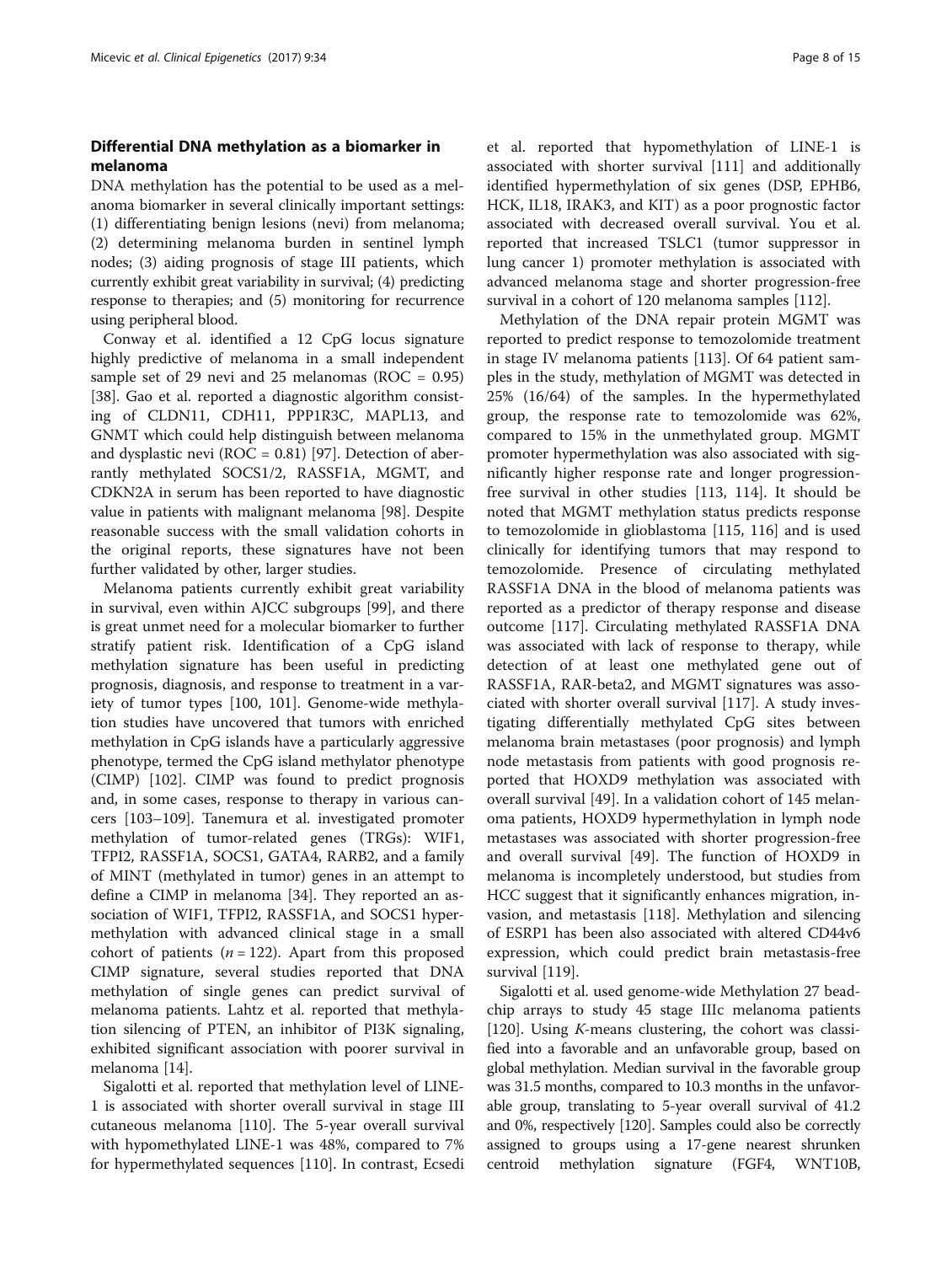## Differential DNA methylation as a biomarker in melanoma

DNA methylation has the potential to be used as a melanoma biomarker in several clinically important settings: (1) differentiating benign lesions (nevi) from melanoma; (2) determining melanoma burden in sentinel lymph nodes; (3) aiding prognosis of stage III patients, which currently exhibit great variability in survival; (4) predicting response to therapies; and (5) monitoring for recurrence using peripheral blood.

Conway et al. identified a 12 CpG locus signature highly predictive of melanoma in a small independent sample set of 29 nevi and 25 melanomas (ROC = 0.95) [38]. Gao et al. reported a diagnostic algorithm consisting of CLDN11, CDH11, PPP1R3C, MAPL13, and GNMT which could help distinguish between melanoma and dysplastic nevi (ROC = 0.81) [97]. Detection of aberrantly methylated SOCS1/2, RASSF1A, MGMT, and CDKN2A in serum has been reported to have diagnostic value in patients with malignant melanoma [98]. Despite reasonable success with the small validation cohorts in the original reports, these signatures have not been further validated by other, larger studies.

Melanoma patients currently exhibit great variability in survival, even within AJCC subgroups [99], and there is great unmet need for a molecular biomarker to further stratify patient risk. Identification of a CpG island methylation signature has been useful in predicting prognosis, diagnosis, and response to treatment in a variety of tumor types [100, 101]. Genome-wide methylation studies have uncovered that tumors with enriched methylation in CpG islands have a particularly aggressive phenotype, termed the CpG island methylator phenotype (CIMP) [102]. CIMP was found to predict prognosis and, in some cases, response to therapy in various cancers [103–109]. Tanemura et al. investigated promoter methylation of tumor-related genes (TRGs): WIF1, TFPI2, RASSF1A, SOCS1, GATA4, RARB2, and a family of MINT (methylated in tumor) genes in an attempt to define a CIMP in melanoma [34]. They reported an association of WIF1, TFPI2, RASSF1A, and SOCS1 hypermethylation with advanced clinical stage in a small cohort of patients ($n = 122$). Apart from this proposed CIMP signature, several studies reported that DNA methylation of single genes can predict survival of melanoma patients. Lahtz et al. reported that methylation silencing of PTEN, an inhibitor of PI3K signaling, exhibited significant association with poorer survival in melanoma [14].

Sigalotti et al. reported that methylation level of LINE-1 is associated with shorter overall survival in stage III cutaneous melanoma [110]. The 5-year overall survival with hypomethylated LINE-1 was 48%, compared to 7% for hypermethylated sequences [110]. In contrast, Ecsedi et al. reported that hypomethylation of LINE-1 is associated with shorter survival [111] and additionally identified hypermethylation of six genes (DSP, EPHB6, HCK, IL18, IRAK3, and KIT) as a poor prognostic factor associated with decreased overall survival. You et al. reported that increased TSLC1 (tumor suppressor in lung cancer 1) promoter methylation is associated with advanced melanoma stage and shorter progression-free survival in a cohort of 120 melanoma samples [112].

Methylation of the DNA repair protein MGMT was reported to predict response to temozolomide treatment in stage IV melanoma patients [113]. Of 64 patient samples in the study, methylation of MGMT was detected in 25% (16/64) of the samples. In the hypermethylated group, the response rate to temozolomide was 62%, compared to 15% in the unmethylated group. MGMT promoter hypermethylation was also associated with significantly higher response rate and longer progression-free survival in other studies [113, 114]. It should be noted that MGMT methylation status predicts response to temozolomide in glioblastoma [115, 116] and is used clinically for identifying tumors that may respond to temozolomide. Presence of circulating methylated RASSF1A DNA in the blood of melanoma patients was reported as a predictor of therapy response and disease outcome [117]. Circulating methylated RASSF1A DNA was associated with lack of response to therapy, while detection of at least one methylated gene out of RASSF1A, RAR-beta2, and MGMT signatures was associated with shorter overall survival [117]. A study investigating differentially methylated CpG sites between melanoma brain metastases (poor prognosis) and lymph node metastasis from patients with good prognosis reported that HOXD9 methylation was associated with overall survival [49]. In a validation cohort of 145 melanoma patients, HOXD9 hypermethylation in lymph node metastases was associated with shorter progression-free and overall survival [49]. The function of HOXD9 in melanoma is incompletely understood, but studies from HCC suggest that it significantly enhances migration, invasion, and metastasis [118]. Methylation and silencing of ESRP1 has been also associated with altered CD44v6 expression, which could predict brain metastasis-free survival [119].

Sigalotti et al. used genome-wide Methylation 27 beadchip arrays to study 45 stage IIIc melanoma patients [120]. Using *K*-means clustering, the cohort was classified into a favorable and an unfavorable group, based on global methylation. Median survival in the favorable group was 31.5 months, compared to 10.3 months in the unfavorable group, translating to 5-year overall survival of 41.2 and 0%, respectively [120]. Samples could also be correctly assigned to groups using a 17-gene nearest shrunken centroid methylation signature (FGF4, WNT10B,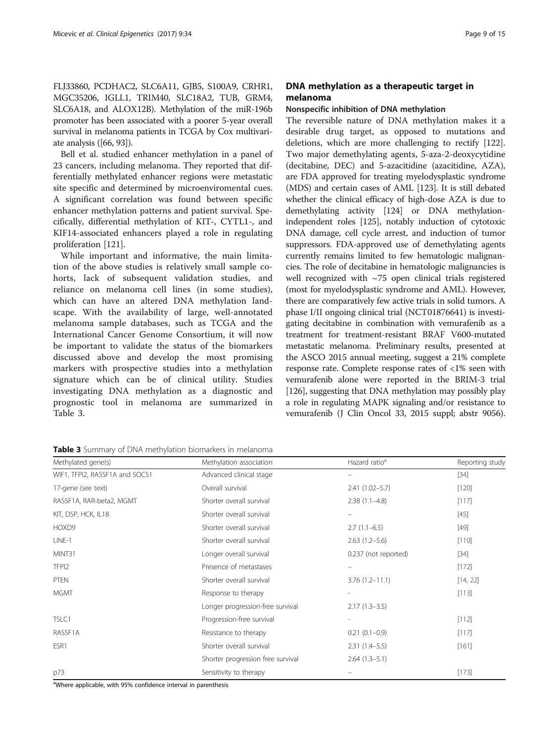FLJ33860, PCDHAC2, SLC6A11, GJB5, S100A9, CRHR1, MGC35206, IGLL1, TRIM40, SLC18A2, TUB, GRM4, SLC6A18, and ALOX12B). Methylation of the miR-196b promoter has been associated with a poorer 5-year overall survival in melanoma patients in TCGA by Cox multivariate analysis ([66, 93]).

Bell et al. studied enhancer methylation in a panel of 23 cancers, including melanoma. They reported that differentially methylated enhancer regions were metastatic site specific and determined by microenviromental cues. A significant correlation was found between specific enhancer methylation patterns and patient survival. Specifically, differential methylation of KIT-, CYTL1-, and KIF14-associated enhancers played a role in regulating proliferation [121].

While important and informative, the main limitation of the above studies is relatively small sample cohorts, lack of subsequent validation studies, and reliance on melanoma cell lines (in some studies), which can have an altered DNA methylation landscape. With the availability of large, well-annotated melanoma sample databases, such as TCGA and the International Cancer Genome Consortium, it will now be important to validate the status of the biomarkers discussed above and develop the most promising markers with prospective studies into a methylation signature which can be of clinical utility. Studies investigating DNA methylation as a diagnostic and prognostic tool in melanoma are summarized in Table 3.

## DNA methylation as a therapeutic target in melanoma

### Nonspecific inhibition of DNA methylation

The reversible nature of DNA methylation makes it a desirable drug target, as opposed to mutations and deletions, which are more challenging to rectify [122]. Two major demethylating agents, 5-aza-2-deoxycytidine (decitabine, DEC) and 5-azacitidine (azacitidine, AZA), are FDA approved for treating myelodysplastic syndrome (MDS) and certain cases of AML [123]. It is still debated whether the clinical efficacy of high-dose AZA is due to demethylating activity [124] or DNA methylation-independent roles [125], notably induction of cytotoxic DNA damage, cell cycle arrest, and induction of tumor suppressors. FDA-approved use of demethylating agents currently remains limited to few hematologic malignancies. The role of decitabine in hematologic malignancies is well recognized with ~75 open clinical trials registered (most for myelodysplastic syndrome and AML). However, there are comparatively few active trials in solid tumors. A phase I/II ongoing clinical trial (NCT01876641) is investigating decitabine in combination with vemurafenib as a treatment for treatment-resistant BRAF V600-mutated metastatic melanoma. Preliminary results, presented at the ASCO 2015 annual meeting, suggest a 21% complete response rate. Complete response rates of <1% seen with vemurafenib alone were reported in the BRIM-3 trial [126], suggesting that DNA methylation may possibly play a role in regulating MAPK signaling and/or resistance to vemurafenib (J Clin Oncol 33, 2015 suppl; abstr 9056).

**Table 3** Summary of DNA methylation biomarkers in melanoma

| Methylated gene(s) | Methylation association | Hazard ratio[a] | Reporting study |
|---|---|---|---|
| WIF1, TFPI2, RASSF1A and SOCS1 | Advanced clinical stage | – | [34] |
| 17-gene (see text) | Overall survival | 2.41 (1.02–5.7) | [120] |
| RASSF1A, RAR-beta2, MGMT | Shorter overall survival | 2.38 (1.1–4.8) | [117] |
| KIT, DSP, HCK, IL18 | Shorter overall survival | – | [45] |
| HOXD9 | Shorter overall survival | 2.7 (1.1–6.5) | [49] |
| LINE-1 | Shorter overall survival | 2.63 (1.2–5.6) | [110] |
| MINT31 | Longer overall survival | 0.237 (not reported) | [34] |
| TFPI2 | Presence of metastases | – | [172] |
| PTEN | Shorter overall survival | 3.76 (1.2–11.1) | [14, 22] |
| MGMT | Response to therapy | - | [113] |
| | Longer progression-free survival | 2.17 (1.3–3.5) | |
| TSLC1 | Progression-free survival | - | [112] |
| RASSF1A | Resistance to therapy | 0.21 (0.1–0.9) | [117] |
| ESR1 | Shorter overall survival | 2.31 (1.4–5.5) | [161] |
| | Shorter progression free survival | 2.64 (1.3–5.1) | |
| p73 | Sensitivity to therapy | – | [173] |

[a]Where applicable, with 95% confidence interval in parenthesis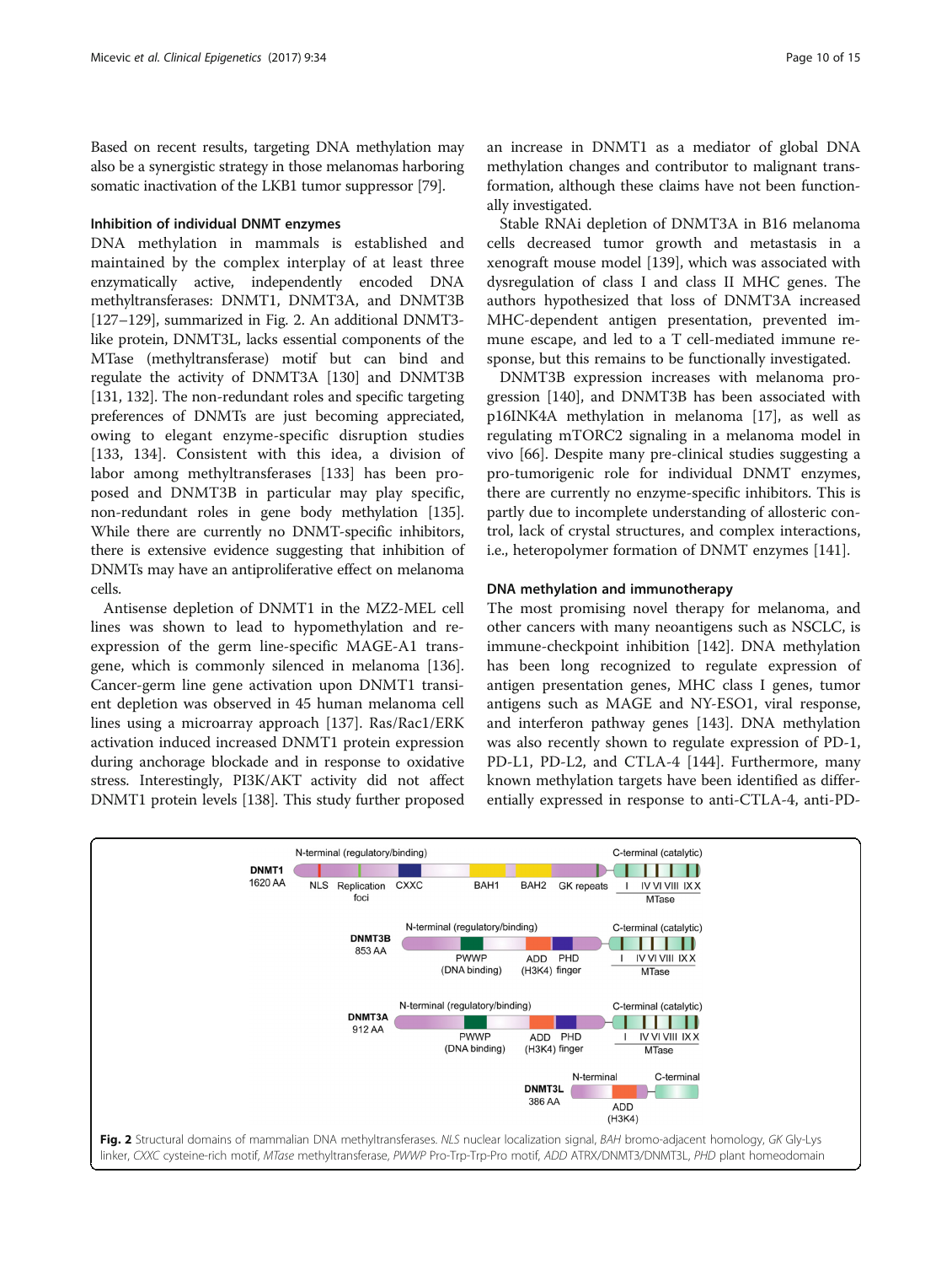Based on recent results, targeting DNA methylation may also be a synergistic strategy in those melanomas harboring somatic inactivation of the LKB1 tumor suppressor [79].

### Inhibition of individual DNMT enzymes

DNA methylation in mammals is established and maintained by the complex interplay of at least three enzymatically active, independently encoded DNA methyltransferases: DNMT1, DNMT3A, and DNMT3B [127–129], summarized in Fig. 2. An additional DNMT3-like protein, DNMT3L, lacks essential components of the MTase (methyltransferase) motif but can bind and regulate the activity of DNMT3A [130] and DNMT3B [131, 132]. The non-redundant roles and specific targeting preferences of DNMTs are just becoming appreciated, owing to elegant enzyme-specific disruption studies [133, 134]. Consistent with this idea, a division of labor among methyltransferases [133] has been proposed and DNMT3B in particular may play specific, non-redundant roles in gene body methylation [135]. While there are currently no DNMT-specific inhibitors, there is extensive evidence suggesting that inhibition of DNMTs may have an antiproliferative effect on melanoma cells.

Antisense depletion of DNMT1 in the MZ2-MEL cell lines was shown to lead to hypomethylation and re-expression of the germ line-specific MAGE-A1 transgene, which is commonly silenced in melanoma [136]. Cancer-germ line gene activation upon DNMT1 transient depletion was observed in 45 human melanoma cell lines using a microarray approach [137]. Ras/Rac1/ERK activation induced increased DNMT1 protein expression during anchorage blockade and in response to oxidative stress. Interestingly, PI3K/AKT activity did not affect DNMT1 protein levels [138]. This study further proposed an increase in DNMT1 as a mediator of global DNA methylation changes and contributor to malignant transformation, although these claims have not been functionally investigated.

Stable RNAi depletion of DNMT3A in B16 melanoma cells decreased tumor growth and metastasis in a xenograft mouse model [139], which was associated with dysregulation of class I and class II MHC genes. The authors hypothesized that loss of DNMT3A increased MHC-dependent antigen presentation, prevented immune escape, and led to a T cell-mediated immune response, but this remains to be functionally investigated.

DNMT3B expression increases with melanoma progression [140], and DNMT3B has been associated with p16INK4A methylation in melanoma [17], as well as regulating mTORC2 signaling in a melanoma model in vivo [66]. Despite many pre-clinical studies suggesting a pro-tumorigenic role for individual DNMT enzymes, there are currently no enzyme-specific inhibitors. This is partly due to incomplete understanding of allosteric control, lack of crystal structures, and complex interactions, i.e., heteropolymer formation of DNMT enzymes [141].

### DNA methylation and immunotherapy

The most promising novel therapy for melanoma, and other cancers with many neoantigens such as NSCLC, is immune-checkpoint inhibition [142]. DNA methylation has been long recognized to regulate expression of antigen presentation genes, MHC class I genes, tumor antigens such as MAGE and NY-ESO1, viral response, and interferon pathway genes [143]. DNA methylation was also recently shown to regulate expression of PD-1, PD-L1, PD-L2, and CTLA-4 [144]. Furthermore, many known methylation targets have been identified as differentially expressed in response to anti-CTLA-4, anti-PD-

**Fig. 2** Structural domains of mammalian DNA methyltransferases. *NLS* nuclear localization signal, *BAH* bromo-adjacent homology, *GK* Gly-Lys linker, *CXXC* cysteine-rich motif, *MTase* methyltransferase, *PWWP* Pro-Trp-Trp-Pro motif, *ADD* ATRX/DNMT3/DNMT3L, *PHD* plant homeodomain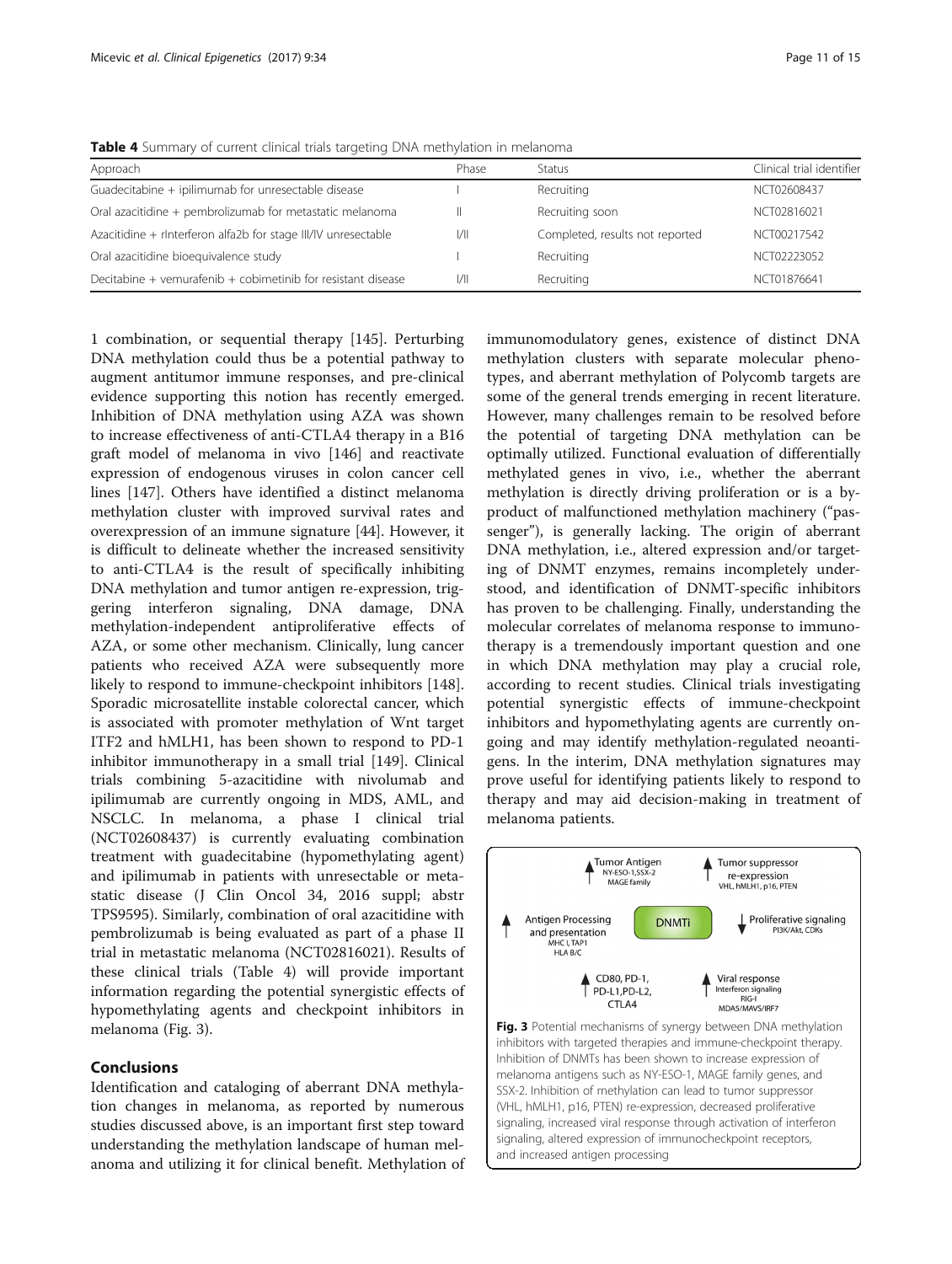**Table 4** Summary of current clinical trials targeting DNA methylation in melanoma

| Approach | Phase | Status | Clinical trial identifier |
|---|---|---|---|
| Guadecitabine + ipilimumab for unresectable disease | I | Recruiting | NCT02608437 |
| Oral azacitidine + pembrolizumab for metastatic melanoma | II | Recruiting soon | NCT02816021 |
| Azacitidine + rInterferon alfa2b for stage III/IV unresectable | I/II | Completed, results not reported | NCT00217542 |
| Oral azacitidine bioequivalence study | I | Recruiting | NCT02223052 |
| Decitabine + vemurafenib + cobimetinib for resistant disease | I/II | Recruiting | NCT01876641 |

1 combination, or sequential therapy [145]. Perturbing DNA methylation could thus be a potential pathway to augment antitumor immune responses, and pre-clinical evidence supporting this notion has recently emerged. Inhibition of DNA methylation using AZA was shown to increase effectiveness of anti-CTLA4 therapy in a B16 graft model of melanoma in vivo [146] and reactivate expression of endogenous viruses in colon cancer cell lines [147]. Others have identified a distinct melanoma methylation cluster with improved survival rates and overexpression of an immune signature [44]. However, it is difficult to delineate whether the increased sensitivity to anti-CTLA4 is the result of specifically inhibiting DNA methylation and tumor antigen re-expression, triggering interferon signaling, DNA damage, DNA methylation-independent antiproliferative effects of AZA, or some other mechanism. Clinically, lung cancer patients who received AZA were subsequently more likely to respond to immune-checkpoint inhibitors [148]. Sporadic microsatellite instable colorectal cancer, which is associated with promoter methylation of Wnt target ITF2 and hMLH1, has been shown to respond to PD-1 inhibitor immunotherapy in a small trial [149]. Clinical trials combining 5-azacitidine with nivolumab and ipilimumab are currently ongoing in MDS, AML, and NSCLC. In melanoma, a phase I clinical trial (NCT02608437) is currently evaluating combination treatment with guadecitabine (hypomethylating agent) and ipilimumab in patients with unresectable or metastatic disease (J Clin Oncol 34, 2016 suppl; abstr TPS9595). Similarly, combination of oral azacitidine with pembrolizumab is being evaluated as part of a phase II trial in metastatic melanoma (NCT02816021). Results of these clinical trials (Table 4) will provide important information regarding the potential synergistic effects of hypomethylating agents and checkpoint inhibitors in melanoma (Fig. 3).

## Conclusions

Identification and cataloging of aberrant DNA methylation changes in melanoma, as reported by numerous studies discussed above, is an important first step toward understanding the methylation landscape of human melanoma and utilizing it for clinical benefit. Methylation of immunomodulatory genes, existence of distinct DNA methylation clusters with separate molecular phenotypes, and aberrant methylation of Polycomb targets are some of the general trends emerging in recent literature. However, many challenges remain to be resolved before the potential of targeting DNA methylation can be optimally utilized. Functional evaluation of differentially methylated genes in vivo, i.e., whether the aberrant methylation is directly driving proliferation or is a by-product of malfunctioned methylation machinery ("passenger"), is generally lacking. The origin of aberrant DNA methylation, i.e., altered expression and/or targeting of DNMT enzymes, remains incompletely understood, and identification of DNMT-specific inhibitors has proven to be challenging. Finally, understanding the molecular correlates of melanoma response to immunotherapy is a tremendously important question and one in which DNA methylation may play a crucial role, according to recent studies. Clinical trials investigating potential synergistic effects of immune-checkpoint inhibitors and hypomethylating agents are currently ongoing and may identify methylation-regulated neoantigens. In the interim, DNA methylation signatures may prove useful for identifying patients likely to respond to therapy and may aid decision-making in treatment of melanoma patients.

**Fig. 3** Potential mechanisms of synergy between DNA methylation inhibitors with targeted therapies and immune-checkpoint therapy. Inhibition of DNMTs has been shown to increase expression of melanoma antigens such as NY-ESO-1, MAGE family genes, and SSX-2. Inhibition of methylation can lead to tumor suppressor (VHL, hMLH1, p16, PTEN) re-expression, decreased proliferative signaling, increased viral response through activation of interferon signaling, altered expression of immunocheckpoint receptors, and increased antigen processing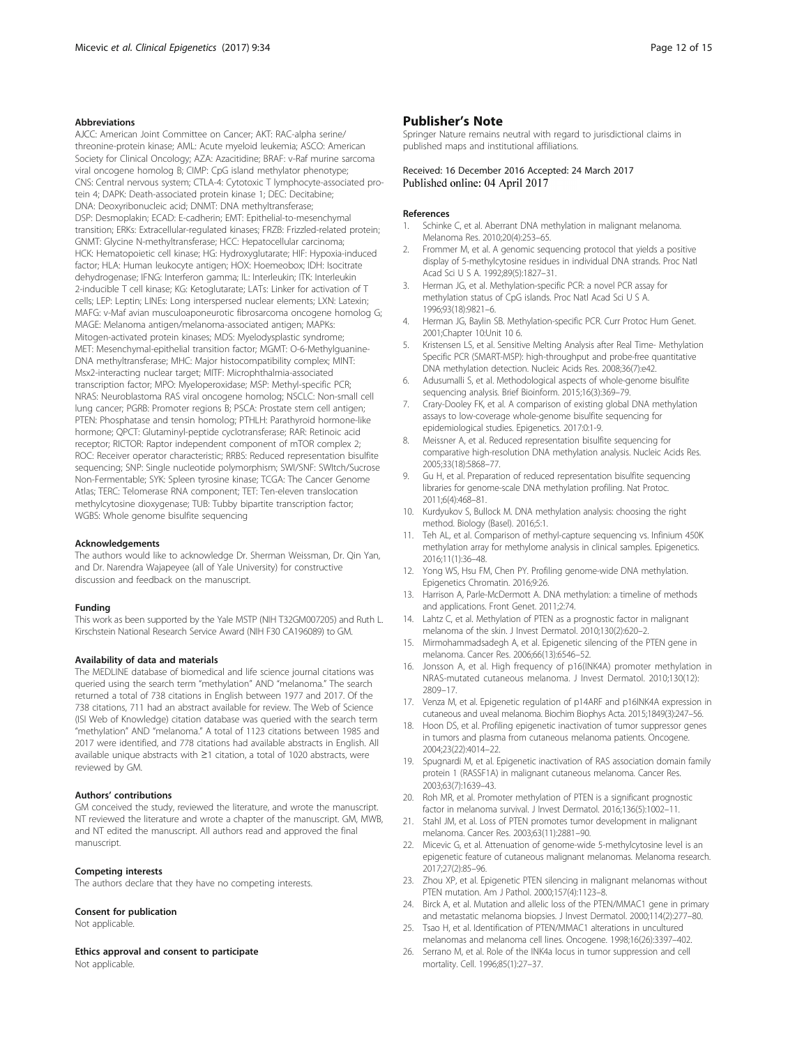#### Abbreviations

AJCC: American Joint Committee on Cancer; AKT: RAC-alpha serine/threonine-protein kinase; AML: Acute myeloid leukemia; ASCO: American Society for Clinical Oncology; AZA: Azacitidine; BRAF: v-Raf murine sarcoma viral oncogene homolog B; CIMP: CpG island methylator phenotype; CNS: Central nervous system; CTLA-4: Cytotoxic T lymphocyte-associated protein 4; DAPK: Death-associated protein kinase 1; DEC: Decitabine; DNA: Deoxyribonucleic acid; DNMT: DNA methyltransferase; DSP: Desmoplakin; ECAD: E-cadherin; EMT: Epithelial-to-mesenchymal transition; ERKs: Extracellular-regulated kinases; FRZB: Frizzled-related protein; GNMT: Glycine N-methyltransferase; HCC: Hepatocellular carcinoma; HCK: Hematopoietic cell kinase; HG: Hydroxyglutarate; HIF: Hypoxia-induced factor; HLA: Human leukocyte antigen; HOX: Hoemeobox; IDH: Isocitrate dehydrogenase; IFNG: Interferon gamma; IL: Interleukin; ITK: Interleukin 2-inducible T cell kinase; KG: Ketoglutarate; LATs: Linker for activation of T cells; LEP: Leptin; LINEs: Long interspersed nuclear elements; LXN: Latexin; MAFG: v-Maf avian musculoaponeurotic fibrosarcoma oncogene homolog G; MAGE: Melanoma antigen/melanoma-associated antigen; MAPKs: Mitogen-activated protein kinases; MDS: Myelodysplastic syndrome; MET: Mesenchymal-epithelial transition factor; MGMT: O-6-Methylguanine-DNA methyltransferase; MHC: Major histocompatibility complex; MINT: Msx2-interacting nuclear target; MITF: Microphthalmia-associated transcription factor; MPO: Myeloperoxidase; MSP: Methyl-specific PCR; NRAS: Neuroblastoma RAS viral oncogene homolog; NSCLC: Non-small cell lung cancer; PGRB: Promoter regions B; PSCA: Prostate stem cell antigen; PTEN: Phosphatase and tensin homolog; PTHLH: Parathyroid hormone-like hormone; QPCT: Glutaminyl-peptide cyclotransferase; RAR: Retinoic acid receptor; RICTOR: Raptor independent component of mTOR complex 2; ROC: Receiver operator characteristic; RRBS: Reduced representation bisulfite sequencing; SNP: Single nucleotide polymorphism; SWI/SNF: SWItch/Sucrose Non-Fermentable; SYK: Spleen tyrosine kinase; TCGA: The Cancer Genome Atlas; TERC: Telomerase RNA component; TET: Ten-eleven translocation methylcytosine dioxygenase; TUB: Tubby bipartite transcription factor; WGBS: Whole genome bisulfite sequencing

#### Acknowledgements

The authors would like to acknowledge Dr. Sherman Weissman, Dr. Qin Yan, and Dr. Narendra Wajapeyee (all of Yale University) for constructive discussion and feedback on the manuscript.

#### Funding

This work as been supported by the Yale MSTP (NIH T32GM007205) and Ruth L. Kirschstein National Research Service Award (NIH F30 CA196089) to GM.

#### Availability of data and materials

The MEDLINE database of biomedical and life science journal citations was queried using the search term "methylation" AND "melanoma." The search returned a total of 738 citations in English between 1977 and 2017. Of the 738 citations, 711 had an abstract available for review. The Web of Science (ISI Web of Knowledge) citation database was queried with the search term "methylation" AND "melanoma." A total of 1123 citations between 1985 and 2017 were identified, and 778 citations had available abstracts in English. All available unique abstracts with ≥1 citation, a total of 1020 abstracts, were reviewed by GM.

#### Authors' contributions

GM conceived the study, reviewed the literature, and wrote the manuscript. NT reviewed the literature and wrote a chapter of the manuscript. GM, MWB, and NT edited the manuscript. All authors read and approved the final manuscript.

#### Competing interests

The authors declare that they have no competing interests.

#### Consent for publication

Not applicable.

#### Ethics approval and consent to participate

Not applicable.

## Publisher's Note

Springer Nature remains neutral with regard to jurisdictional claims in published maps and institutional affiliations.

Received: 16 December 2016 Accepted: 24 March 2017
Published online: 04 April 2017

#### References

1. Schinke C, et al. Aberrant DNA methylation in malignant melanoma. Melanoma Res. 2010;20(4):253–65.
2. Frommer M, et al. A genomic sequencing protocol that yields a positive display of 5-methylcytosine residues in individual DNA strands. Proc Natl Acad Sci U S A. 1992;89(5):1827–31.
3. Herman JG, et al. Methylation-specific PCR: a novel PCR assay for methylation status of CpG islands. Proc Natl Acad Sci U S A. 1996;93(18):9821–6.
4. Herman JG, Baylin SB. Methylation-specific PCR. Curr Protoc Hum Genet. 2001;Chapter 10:Unit 10 6.
5. Kristensen LS, et al. Sensitive Melting Analysis after Real Time- Methylation Specific PCR (SMART-MSP): high-throughput and probe-free quantitative DNA methylation detection. Nucleic Acids Res. 2008;36(7):e42.
6. Adusumalli S, et al. Methodological aspects of whole-genome bisulfite sequencing analysis. Brief Bioinform. 2015;16(3):369–79.
7. Crary-Dooley FK, et al. A comparison of existing global DNA methylation assays to low-coverage whole-genome bisulfite sequencing for epidemiological studies. Epigenetics. 2017:0:1-9.
8. Meissner A, et al. Reduced representation bisulfite sequencing for comparative high-resolution DNA methylation analysis. Nucleic Acids Res. 2005;33(18):5868–77.
9. Gu H, et al. Preparation of reduced representation bisulfite sequencing libraries for genome-scale DNA methylation profiling. Nat Protoc. 2011;6(4):468–81.
10. Kurdyukov S, Bullock M. DNA methylation analysis: choosing the right method. Biology (Basel). 2016;5:1.
11. Teh AL, et al. Comparison of methyl-capture sequencing vs. Infinium 450K methylation array for methylome analysis in clinical samples. Epigenetics. 2016;11(1):36–48.
12. Yong WS, Hsu FM, Chen PY. Profiling genome-wide DNA methylation. Epigenetics Chromatin. 2016;9:26.
13. Harrison A, Parle-McDermott A. DNA methylation: a timeline of methods and applications. Front Genet. 2011;2:74.
14. Lahtz C, et al. Methylation of PTEN as a prognostic factor in malignant melanoma of the skin. J Invest Dermatol. 2010;130(2):620–2.
15. Mirmohammadsadegh A, et al. Epigenetic silencing of the PTEN gene in melanoma. Cancer Res. 2006;66(13):6546–52.
16. Jonsson A, et al. High frequency of p16(INK4A) promoter methylation in NRAS-mutated cutaneous melanoma. J Invest Dermatol. 2010;130(12): 2809–17.
17. Venza M, et al. Epigenetic regulation of p14ARF and p16INK4A expression in cutaneous and uveal melanoma. Biochim Biophys Acta. 2015;1849(3):247–56.
18. Hoon DS, et al. Profiling epigenetic inactivation of tumor suppressor genes in tumors and plasma from cutaneous melanoma patients. Oncogene. 2004;23(22):4014–22.
19. Spugnardi M, et al. Epigenetic inactivation of RAS association domain family protein 1 (RASSF1A) in malignant cutaneous melanoma. Cancer Res. 2003;63(7):1639–43.
20. Roh MR, et al. Promoter methylation of PTEN is a significant prognostic factor in melanoma survival. J Invest Dermatol. 2016;136(5):1002–11.
21. Stahl JM, et al. Loss of PTEN promotes tumor development in malignant melanoma. Cancer Res. 2003;63(11):2881–90.
22. Micevic G, et al. Attenuation of genome-wide 5-methylcytosine level is an epigenetic feature of cutaneous malignant melanomas. Melanoma research. 2017;27(2):85–96.
23. Zhou XP, et al. Epigenetic PTEN silencing in malignant melanomas without PTEN mutation. Am J Pathol. 2000;157(4):1123–8.
24. Birck A, et al. Mutation and allelic loss of the PTEN/MMAC1 gene in primary and metastatic melanoma biopsies. J Invest Dermatol. 2000;114(2):277–80.
25. Tsao H, et al. Identification of PTEN/MMAC1 alterations in uncultured melanomas and melanoma cell lines. Oncogene. 1998;16(26):3397–402.
26. Serrano M, et al. Role of the INK4a locus in tumor suppression and cell mortality. Cell. 1996;85(1):27–37.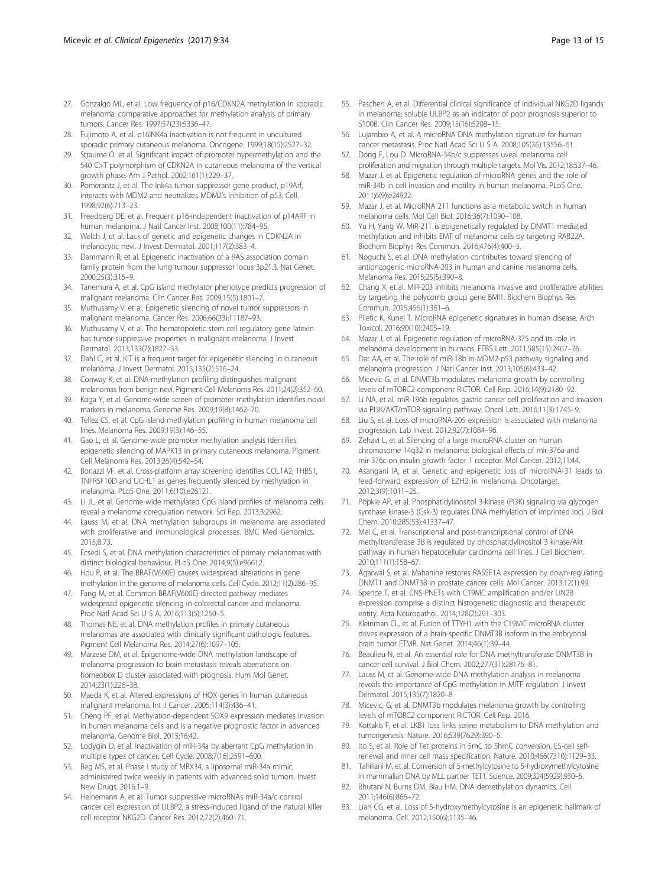27. Gonzalgo ML, et al. Low frequency of p16/CDKN2A methylation in sporadic melanoma: comparative approaches for methylation analysis of primary tumors. Cancer Res. 1997;57(23):5336–47.
28. Fujimoto A, et al. p16INK4a inactivation is not frequent in uncultured sporadic primary cutaneous melanoma. Oncogene. 1999;18(15):2527–32.
29. Straume O, et al. Significant impact of promoter hypermethylation and the 540 C>T polymorphism of CDKN2A in cutaneous melanoma of the vertical growth phase. Am J Pathol. 2002;161(1):229–37.
30. Pomerantz J, et al. The Ink4a tumor suppressor gene product, p19Arf, interacts with MDM2 and neutralizes MDM2's inhibition of p53. Cell. 1998;92(6):713–23.
31. Freedberg DE, et al. Frequent p16-independent inactivation of p14ARF in human melanoma. J Natl Cancer Inst. 2008;100(11):784–95.
32. Welch J, et al. Lack of genetic and epigenetic changes in CDKN2A in melanocytic nevi. J Invest Dermatol. 2001;117(2):383–4.
33. Dammann R, et al. Epigenetic inactivation of a RAS association domain family protein from the lung tumour suppressor locus 3p21.3. Nat Genet. 2000;25(3):315–9.
34. Tanemura A, et al. CpG island methylator phenotype predicts progression of malignant melanoma. Clin Cancer Res. 2009;15(5):1801–7.
35. Muthusamy V, et al. Epigenetic silencing of novel tumor suppressors in malignant melanoma. Cancer Res. 2006;66(23):11187–93.
36. Muthusamy V, et al. The hematopoietic stem cell regulatory gene latexin has tumor-suppressive properties in malignant melanoma. J Invest Dermatol. 2013;133(7):1827–33.
37. Dahl C, et al. KIT is a frequent target for epigenetic silencing in cutaneous melanoma. J Invest Dermatol. 2015;135(2):516–24.
38. Conway K, et al. DNA-methylation profiling distinguishes malignant melanomas from benign nevi. Pigment Cell Melanoma Res. 2011;24(2):352–60.
39. Koga Y, et al. Genome-wide screen of promoter methylation identifies novel markers in melanoma. Genome Res. 2009;19(8):1462–70.
40. Tellez CS, et al. CpG island methylation profiling in human melanoma cell lines. Melanoma Res. 2009;19(3):146–55.
41. Gao L, et al. Genome-wide promoter methylation analysis identifies epigenetic silencing of MAPK13 in primary cutaneous melanoma. Pigment Cell Melanoma Res. 2013;26(4):542–54.
42. Bonazzi VF, et al. Cross-platform array screening identifies COL1A2, THBS1, TNFRSF10D and UCHL1 as genes frequently silenced by methylation in melanoma. PLoS One. 2011;6(10):e26121.
43. Li JL, et al. Genome-wide methylated CpG island profiles of melanoma cells reveal a melanoma coregulation network. Sci Rep. 2013;3:2962.
44. Lauss M, et al. DNA methylation subgroups in melanoma are associated with proliferative and immunological processes. BMC Med Genomics. 2015;8:73.
45. Ecsedi S, et al. DNA methylation characteristics of primary melanomas with distinct biological behaviour. PLoS One. 2014;9(5):e96612.
46. Hou P, et al. The BRAF(V600E) causes widespread alterations in gene methylation in the genome of melanoma cells. Cell Cycle. 2012;11(2):286–95.
47. Fang M, et al. Common BRAF(V600E)-directed pathway mediates widespread epigenetic silencing in colorectal cancer and melanoma. Proc Natl Acad Sci U S A. 2016;113(5):1250–5.
48. Thomas NE, et al. DNA methylation profiles in primary cutaneous melanomas are associated with clinically significant pathologic features. Pigment Cell Melanoma Res. 2014;27(6):1097–105.
49. Marzese DM, et al. Epigenome-wide DNA methylation landscape of melanoma progression to brain metastasis reveals aberrations on homeobox D cluster associated with prognosis. Hum Mol Genet. 2014;23(1):226–38.
50. Maeda K, et al. Altered expressions of HOX genes in human cutaneous malignant melanoma. Int J Cancer. 2005;114(3):436–41.
51. Cheng PF, et al. Methylation-dependent SOX9 expression mediates invasion in human melanoma cells and is a negative prognostic factor in advanced melanoma. Genome Biol. 2015;16:42.
52. Lodygin D, et al. Inactivation of miR-34a by aberrant CpG methylation in multiple types of cancer. Cell Cycle. 2008;7(16):2591–600.
53. Beg MS, et al. Phase I study of MRX34, a liposomal miR-34a mimic, administered twice weekly in patients with advanced solid tumors. Invest New Drugs. 2016:1–9.
54. Heinemann A, et al. Tumor suppressive microRNAs miR-34a/c control cancer cell expression of ULBP2, a stress-induced ligand of the natural killer cell receptor NKG2D. Cancer Res. 2012;72(2):460–71.
55. Paschen A, et al. Differential clinical significance of individual NKG2D ligands in melanoma: soluble ULBP2 as an indicator of poor prognosis superior to S100B. Clin Cancer Res. 2009;15(16):5208–15.
56. Lujambio A, et al. A microRNA DNA methylation signature for human cancer metastasis. Proc Natl Acad Sci U S A. 2008;105(36):13556–61.
57. Dong F, Lou D. MicroRNA-34b/c suppresses uveal melanoma cell proliferation and migration through multiple targets. Mol Vis. 2012;18:537–46.
58. Mazar J, et al. Epigenetic regulation of microRNA genes and the role of miR-34b in cell invasion and motility in human melanoma. PLoS One. 2011;6(9):e24922.
59. Mazar J, et al. MicroRNA 211 functions as a metabolic switch in human melanoma cells. Mol Cell Biol. 2016;36(7):1090–108.
60. Yu H, Yang W. MiR-211 is epigenetically regulated by DNMT1 mediated methylation and inhibits EMT of melanoma cells by targeting RAB22A. Biochem Biophys Res Commun. 2016;476(4):400–5.
61. Noguchi S, et al. DNA methylation contributes toward silencing of antioncogenic microRNA-203 in human and canine melanoma cells. Melanoma Res. 2015;25(5):390–8.
62. Chang X, et al. MiR-203 inhibits melanoma invasive and proliferative abilities by targeting the polycomb group gene BMI1. Biochem Biophys Res Commun. 2015;456(1):361–6.
63. Piletic K, Kunej T. MicroRNA epigenetic signatures in human disease. Arch Toxicol. 2016;90(10):2405–19.
64. Mazar J, et al. Epigenetic regulation of microRNA-375 and its role in melanoma development in humans. FEBS Lett. 2011;585(15):2467–76.
65. Dar AA, et al. The role of miR-18b in MDM2-p53 pathway signaling and melanoma progression. J Natl Cancer Inst. 2013;105(6):433–42.
66. Micevic G, et al. DNMT3b modulates melanoma growth by controlling levels of mTORC2 component RICTOR. Cell Rep. 2016;14(9):2180–92.
67. Li NA, et al. miR-196b regulates gastric cancer cell proliferation and invasion via PI3K/AKT/mTOR signaling pathway. Oncol Lett. 2016;11(3):1745–9.
68. Liu S, et al. Loss of microRNA-205 expression is associated with melanoma progression. Lab Invest. 2012;92(7):1084–96.
69. Zehavi L, et al. Silencing of a large microRNA cluster on human chromosome 14q32 in melanoma: biological effects of mir-376a and mir-376c on insulin growth factor 1 receptor. Mol Cancer. 2012;11:44.
70. Asangani IA, et al. Genetic and epigenetic loss of microRNA-31 leads to feed-forward expression of EZH2 in melanoma. Oncotarget. 2012;3(9):1011–25.
71. Popkie AP, et al. Phosphatidylinositol 3-kinase (PI3K) signaling via glycogen synthase kinase-3 (Gsk-3) regulates DNA methylation of imprinted loci. J Biol Chem. 2010;285(53):41337–47.
72. Mei C, et al. Transcriptional and post-transcriptional control of DNA methyltransferase 3B is regulated by phosphatidylinositol 3 kinase/Akt pathway in human hepatocellular carcinoma cell lines. J Cell Biochem. 2010;111(1):158–67.
73. Agarwal S, et al. Mahanine restores RASSF1A expression by down-regulating DNMT1 and DNMT3B in prostate cancer cells. Mol Cancer. 2013;12(1):99.
74. Spence T, et al. CNS-PNETs with C19MC amplification and/or LIN28 expression comprise a distinct histogenetic diagnostic and therapeutic entity. Acta Neuropathol. 2014;128(2):291–303.
75. Kleinman CL, et al. Fusion of TTYH1 with the C19MC microRNA cluster drives expression of a brain-specific DNMT3B isoform in the embryonal brain tumor ETMR. Nat Genet. 2014;46(1):39–44.
76. Beaulieu N, et al. An essential role for DNA methyltransferase DNMT3B in cancer cell survival. J Biol Chem. 2002;277(31):28176–81.
77. Lauss M, et al. Genome-wide DNA methylation analysis in melanoma reveals the importance of CpG methylation in MITF regulation. J Invest Dermatol. 2015;135(7):1820–8.
78. Micevic, G, et al. DNMT3b modulates melanoma growth by controlling levels of mTORC2 component RICTOR. Cell Rep. 2016.
79. Kottakis F, et al. LKB1 loss links serine metabolism to DNA methylation and tumorigenesis. Nature. 2016;539(7629):390–5.
80. Ito S, et al. Role of Tet proteins in 5mC to 5hmC conversion, ES-cell self-renewal and inner cell mass specification. Nature. 2010;466(7310):1129–33.
81. Tahiliani M, et al. Conversion of 5-methylcytosine to 5-hydroxymethylcytosine in mammalian DNA by MLL partner TET1. Science. 2009;324(5929):930–5.
82. Bhutani N, Burns DM, Blau HM. DNA demethylation dynamics. Cell. 2011;146(6):866–72.
83. Lian CG, et al. Loss of 5-hydroxymethylcytosine is an epigenetic hallmark of melanoma. Cell. 2012;150(6):1135–46.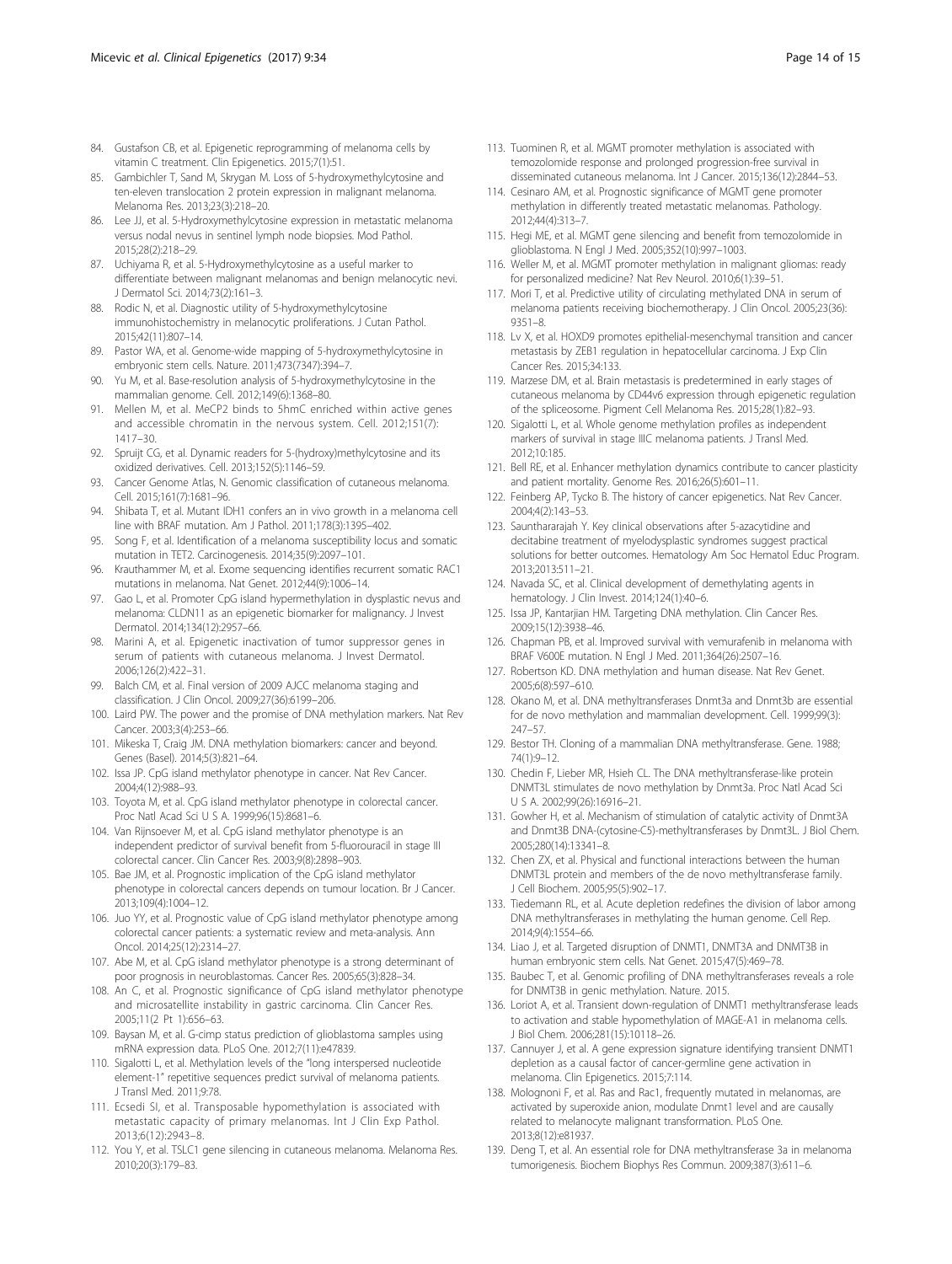84. Gustafson CB, et al. Epigenetic reprogramming of melanoma cells by vitamin C treatment. Clin Epigenetics. 2015;7(1):51.
85. Gambichler T, Sand M, Skrygan M. Loss of 5-hydroxymethylcytosine and ten-eleven translocation 2 protein expression in malignant melanoma. Melanoma Res. 2013;23(3):218–20.
86. Lee JJ, et al. 5-Hydroxymethylcytosine expression in metastatic melanoma versus nodal nevus in sentinel lymph node biopsies. Mod Pathol. 2015;28(2):218–29.
87. Uchiyama R, et al. 5-Hydroxymethylcytosine as a useful marker to differentiate between malignant melanomas and benign melanocytic nevi. J Dermatol Sci. 2014;73(2):161–3.
88. Rodic N, et al. Diagnostic utility of 5-hydroxymethylcytosine immunohistochemistry in melanocytic proliferations. J Cutan Pathol. 2015;42(11):807–14.
89. Pastor WA, et al. Genome-wide mapping of 5-hydroxymethylcytosine in embryonic stem cells. Nature. 2011;473(7347):394–7.
90. Yu M, et al. Base-resolution analysis of 5-hydroxymethylcytosine in the mammalian genome. Cell. 2012;149(6):1368–80.
91. Mellen M, et al. MeCP2 binds to 5hmC enriched within active genes and accessible chromatin in the nervous system. Cell. 2012;151(7): 1417–30.
92. Spruijt CG, et al. Dynamic readers for 5-(hydroxy)methylcytosine and its oxidized derivatives. Cell. 2013;152(5):1146–59.
93. Cancer Genome Atlas, N. Genomic classification of cutaneous melanoma. Cell. 2015;161(7):1681–96.
94. Shibata T, et al. Mutant IDH1 confers an in vivo growth in a melanoma cell line with BRAF mutation. Am J Pathol. 2011;178(3):1395–402.
95. Song F, et al. Identification of a melanoma susceptibility locus and somatic mutation in TET2. Carcinogenesis. 2014;35(9):2097–101.
96. Krauthammer M, et al. Exome sequencing identifies recurrent somatic RAC1 mutations in melanoma. Nat Genet. 2012;44(9):1006–14.
97. Gao L, et al. Promoter CpG island hypermethylation in dysplastic nevus and melanoma: CLDN11 as an epigenetic biomarker for malignancy. J Invest Dermatol. 2014;134(12):2957–66.
98. Marini A, et al. Epigenetic inactivation of tumor suppressor genes in serum of patients with cutaneous melanoma. J Invest Dermatol. 2006;126(2):422–31.
99. Balch CM, et al. Final version of 2009 AJCC melanoma staging and classification. J Clin Oncol. 2009;27(36):6199–206.
100. Laird PW. The power and the promise of DNA methylation markers. Nat Rev Cancer. 2003;3(4):253–66.
101. Mikeska T, Craig JM. DNA methylation biomarkers: cancer and beyond. Genes (Basel). 2014;5(3):821–64.
102. Issa JP. CpG island methylator phenotype in cancer. Nat Rev Cancer. 2004;4(12):988–93.
103. Toyota M, et al. CpG island methylator phenotype in colorectal cancer. Proc Natl Acad Sci U S A. 1999;96(15):8681–6.
104. Van Rijnsoever M, et al. CpG island methylator phenotype is an independent predictor of survival benefit from 5-fluorouracil in stage III colorectal cancer. Clin Cancer Res. 2003;9(8):2898–903.
105. Bae JM, et al. Prognostic implication of the CpG island methylator phenotype in colorectal cancers depends on tumour location. Br J Cancer. 2013;109(4):1004–12.
106. Juo YY, et al. Prognostic value of CpG island methylator phenotype among colorectal cancer patients: a systematic review and meta-analysis. Ann Oncol. 2014;25(12):2314–27.
107. Abe M, et al. CpG island methylator phenotype is a strong determinant of poor prognosis in neuroblastomas. Cancer Res. 2005;65(3):828–34.
108. An C, et al. Prognostic significance of CpG island methylator phenotype and microsatellite instability in gastric carcinoma. Clin Cancer Res. 2005;11(2 Pt 1):656–63.
109. Baysan M, et al. G-cimp status prediction of glioblastoma samples using mRNA expression data. PLoS One. 2012;7(11):e47839.
110. Sigalotti L, et al. Methylation levels of the "long interspersed nucleotide element-1" repetitive sequences predict survival of melanoma patients. J Transl Med. 2011;9:78.
111. Ecsedi SI, et al. Transposable hypomethylation is associated with metastatic capacity of primary melanomas. Int J Clin Exp Pathol. 2013;6(12):2943–8.
112. You Y, et al. TSLC1 gene silencing in cutaneous melanoma. Melanoma Res. 2010;20(3):179–83.
113. Tuominen R, et al. MGMT promoter methylation is associated with temozolomide response and prolonged progression-free survival in disseminated cutaneous melanoma. Int J Cancer. 2015;136(12):2844–53.
114. Cesinaro AM, et al. Prognostic significance of MGMT gene promoter methylation in differently treated metastatic melanomas. Pathology. 2012;44(4):313–7.
115. Hegi ME, et al. MGMT gene silencing and benefit from temozolomide in glioblastoma. N Engl J Med. 2005;352(10):997–1003.
116. Weller M, et al. MGMT promoter methylation in malignant gliomas: ready for personalized medicine? Nat Rev Neurol. 2010;6(1):39–51.
117. Mori T, et al. Predictive utility of circulating methylated DNA in serum of melanoma patients receiving biochemotherapy. J Clin Oncol. 2005;23(36): 9351–8.
118. Lv X, et al. HOXD9 promotes epithelial-mesenchymal transition and cancer metastasis by ZEB1 regulation in hepatocellular carcinoma. J Exp Clin Cancer Res. 2015;34:133.
119. Marzese DM, et al. Brain metastasis is predetermined in early stages of cutaneous melanoma by CD44v6 expression through epigenetic regulation of the spliceosome. Pigment Cell Melanoma Res. 2015;28(1):82–93.
120. Sigalotti L, et al. Whole genome methylation profiles as independent markers of survival in stage IIIC melanoma patients. J Transl Med. 2012;10:185.
121. Bell RE, et al. Enhancer methylation dynamics contribute to cancer plasticity and patient mortality. Genome Res. 2016;26(5):601–11.
122. Feinberg AP, Tycko B. The history of cancer epigenetics. Nat Rev Cancer. 2004;4(2):143–53.
123. Saunthararajah Y. Key clinical observations after 5-azacytidine and decitabine treatment of myelodysplastic syndromes suggest practical solutions for better outcomes. Hematology Am Soc Hematol Educ Program. 2013;2013:511–21.
124. Navada SC, et al. Clinical development of demethylating agents in hematology. J Clin Invest. 2014;124(1):40–6.
125. Issa JP, Kantarjian HM. Targeting DNA methylation. Clin Cancer Res. 2009;15(12):3938–46.
126. Chapman PB, et al. Improved survival with vemurafenib in melanoma with BRAF V600E mutation. N Engl J Med. 2011;364(26):2507–16.
127. Robertson KD. DNA methylation and human disease. Nat Rev Genet. 2005;6(8):597–610.
128. Okano M, et al. DNA methyltransferases Dnmt3a and Dnmt3b are essential for de novo methylation and mammalian development. Cell. 1999;99(3): 247–57.
129. Bestor TH. Cloning of a mammalian DNA methyltransferase. Gene. 1988; 74(1):9–12.
130. Chedin F, Lieber MR, Hsieh CL. The DNA methyltransferase-like protein DNMT3L stimulates de novo methylation by Dnmt3a. Proc Natl Acad Sci U S A. 2002;99(26):16916–21.
131. Gowher H, et al. Mechanism of stimulation of catalytic activity of Dnmt3A and Dnmt3B DNA-(cytosine-C5)-methyltransferases by Dnmt3L. J Biol Chem. 2005;280(14):13341–8.
132. Chen ZX, et al. Physical and functional interactions between the human DNMT3L protein and members of the de novo methyltransferase family. J Cell Biochem. 2005;95(5):902–17.
133. Tiedemann RL, et al. Acute depletion redefines the division of labor among DNA methyltransferases in methylating the human genome. Cell Rep. 2014;9(4):1554–66.
134. Liao J, et al. Targeted disruption of DNMT1, DNMT3A and DNMT3B in human embryonic stem cells. Nat Genet. 2015;47(5):469–78.
135. Baubec T, et al. Genomic profiling of DNA methyltransferases reveals a role for DNMT3B in genic methylation. Nature. 2015.
136. Loriot A, et al. Transient down-regulation of DNMT1 methyltransferase leads to activation and stable hypomethylation of MAGE-A1 in melanoma cells. J Biol Chem. 2006;281(15):10118–26.
137. Cannuyer J, et al. A gene expression signature identifying transient DNMT1 depletion as a causal factor of cancer-germline gene activation in melanoma. Clin Epigenetics. 2015;7:114.
138. Molognoni F, et al. Ras and Rac1, frequently mutated in melanomas, are activated by superoxide anion, modulate Dnmt1 level and are causally related to melanocyte malignant transformation. PLoS One. 2013;8(12):e81937.
139. Deng T, et al. An essential role for DNA methyltransferase 3a in melanoma tumorigenesis. Biochem Biophys Res Commun. 2009;387(3):611–6.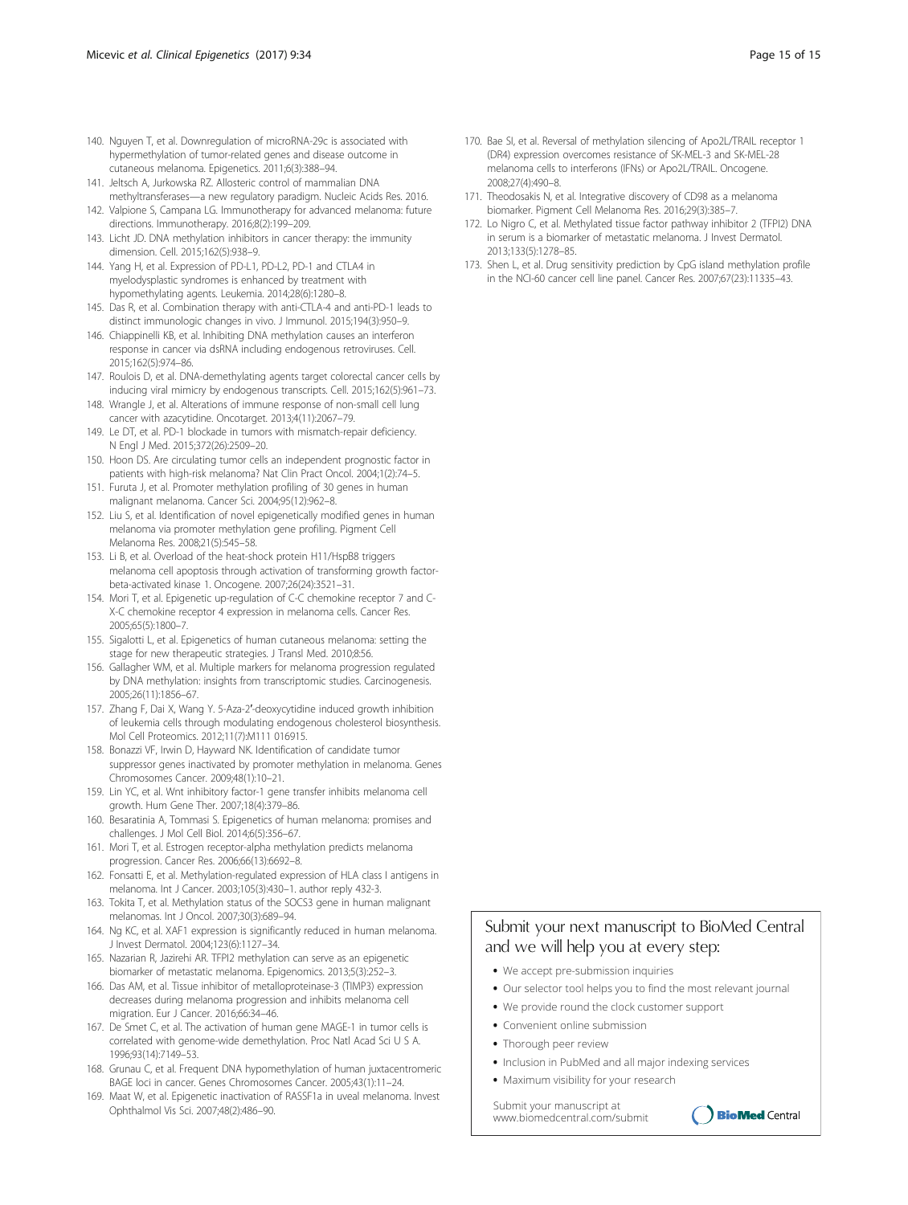140. Nguyen T, et al. Downregulation of microRNA-29c is associated with hypermethylation of tumor-related genes and disease outcome in cutaneous melanoma. Epigenetics. 2011;6(3):388–94.
141. Jeltsch A, Jurkowska RZ. Allosteric control of mammalian DNA methyltransferases—a new regulatory paradigm. Nucleic Acids Res. 2016.
142. Valpione S, Campana LG. Immunotherapy for advanced melanoma: future directions. Immunotherapy. 2016;8(2):199–209.
143. Licht JD. DNA methylation inhibitors in cancer therapy: the immunity dimension. Cell. 2015;162(5):938–9.
144. Yang H, et al. Expression of PD-L1, PD-L2, PD-1 and CTLA4 in myelodysplastic syndromes is enhanced by treatment with hypomethylating agents. Leukemia. 2014;28(6):1280–8.
145. Das R, et al. Combination therapy with anti-CTLA-4 and anti-PD-1 leads to distinct immunologic changes in vivo. J Immunol. 2015;194(3):950–9.
146. Chiappinelli KB, et al. Inhibiting DNA methylation causes an interferon response in cancer via dsRNA including endogenous retroviruses. Cell. 2015;162(5):974–86.
147. Roulois D, et al. DNA-demethylating agents target colorectal cancer cells by inducing viral mimicry by endogenous transcripts. Cell. 2015;162(5):961–73.
148. Wrangle J, et al. Alterations of immune response of non-small cell lung cancer with azacytidine. Oncotarget. 2013;4(11):2067–79.
149. Le DT, et al. PD-1 blockade in tumors with mismatch-repair deficiency. N Engl J Med. 2015;372(26):2509–20.
150. Hoon DS. Are circulating tumor cells an independent prognostic factor in patients with high-risk melanoma? Nat Clin Pract Oncol. 2004;1(2):74–5.
151. Furuta J, et al. Promoter methylation profiling of 30 genes in human malignant melanoma. Cancer Sci. 2004;95(12):962–8.
152. Liu S, et al. Identification of novel epigenetically modified genes in human melanoma via promoter methylation gene profiling. Pigment Cell Melanoma Res. 2008;21(5):545–58.
153. Li B, et al. Overload of the heat-shock protein H11/HspB8 triggers melanoma cell apoptosis through activation of transforming growth factor-beta-activated kinase 1. Oncogene. 2007;26(24):3521–31.
154. Mori T, et al. Epigenetic up-regulation of C-C chemokine receptor 7 and C-X-C chemokine receptor 4 expression in melanoma cells. Cancer Res. 2005;65(5):1800–7.
155. Sigalotti L, et al. Epigenetics of human cutaneous melanoma: setting the stage for new therapeutic strategies. J Transl Med. 2010;8:56.
156. Gallagher WM, et al. Multiple markers for melanoma progression regulated by DNA methylation: insights from transcriptomic studies. Carcinogenesis. 2005;26(11):1856–67.
157. Zhang F, Dai X, Wang Y. 5-Aza-2′-deoxycytidine induced growth inhibition of leukemia cells through modulating endogenous cholesterol biosynthesis. Mol Cell Proteomics. 2012;11(7):M111 016915.
158. Bonazzi VF, Irwin D, Hayward NK. Identification of candidate tumor suppressor genes inactivated by promoter methylation in melanoma. Genes Chromosomes Cancer. 2009;48(1):10–21.
159. Lin YC, et al. Wnt inhibitory factor-1 gene transfer inhibits melanoma cell growth. Hum Gene Ther. 2007;18(4):379–86.
160. Besaratinia A, Tommasi S. Epigenetics of human melanoma: promises and challenges. J Mol Cell Biol. 2014;6(5):356–67.
161. Mori T, et al. Estrogen receptor-alpha methylation predicts melanoma progression. Cancer Res. 2006;66(13):6692–8.
162. Fonsatti E, et al. Methylation-regulated expression of HLA class I antigens in melanoma. Int J Cancer. 2003;105(3):430–1. author reply 432-3.
163. Tokita T, et al. Methylation status of the SOCS3 gene in human malignant melanomas. Int J Oncol. 2007;30(3):689–94.
164. Ng KC, et al. XAF1 expression is significantly reduced in human melanoma. J Invest Dermatol. 2004;123(6):1127–34.
165. Nazarian R, Jazirehi AR. TFPI2 methylation can serve as an epigenetic biomarker of metastatic melanoma. Epigenomics. 2013;5(3):252–3.
166. Das AM, et al. Tissue inhibitor of metalloproteinase-3 (TIMP3) expression decreases during melanoma progression and inhibits melanoma cell migration. Eur J Cancer. 2016;66:34–46.
167. De Smet C, et al. The activation of human gene MAGE-1 in tumor cells is correlated with genome-wide demethylation. Proc Natl Acad Sci U S A. 1996;93(14):7149–53.
168. Grunau C, et al. Frequent DNA hypomethylation of human juxtacentromeric BAGE loci in cancer. Genes Chromosomes Cancer. 2005;43(1):11–24.
169. Maat W, et al. Epigenetic inactivation of RASSF1a in uveal melanoma. Invest Ophthalmol Vis Sci. 2007;48(2):486–90.
170. Bae SI, et al. Reversal of methylation silencing of Apo2L/TRAIL receptor 1 (DR4) expression overcomes resistance of SK-MEL-3 and SK-MEL-28 melanoma cells to interferons (IFNs) or Apo2L/TRAIL. Oncogene. 2008;27(4):490–8.
171. Theodosakis N, et al. Integrative discovery of CD98 as a melanoma biomarker. Pigment Cell Melanoma Res. 2016;29(3):385–7.
172. Lo Nigro C, et al. Methylated tissue factor pathway inhibitor 2 (TFPI2) DNA in serum is a biomarker of metastatic melanoma. J Invest Dermatol. 2013;133(5):1278–85.
173. Shen L, et al. Drug sensitivity prediction by CpG island methylation profile in the NCI-60 cancer cell line panel. Cancer Res. 2007;67(23):11335–43.

Submit your next manuscript to BioMed Central and we will help you at every step:

- We accept pre-submission inquiries
- Our selector tool helps you to find the most relevant journal
- We provide round the clock customer support
- Convenient online submission
- Thorough peer review
- Inclusion in PubMed and all major indexing services
- Maximum visibility for your research

Submit your manuscript at www.biomedcentral.com/submit

BioMed Central